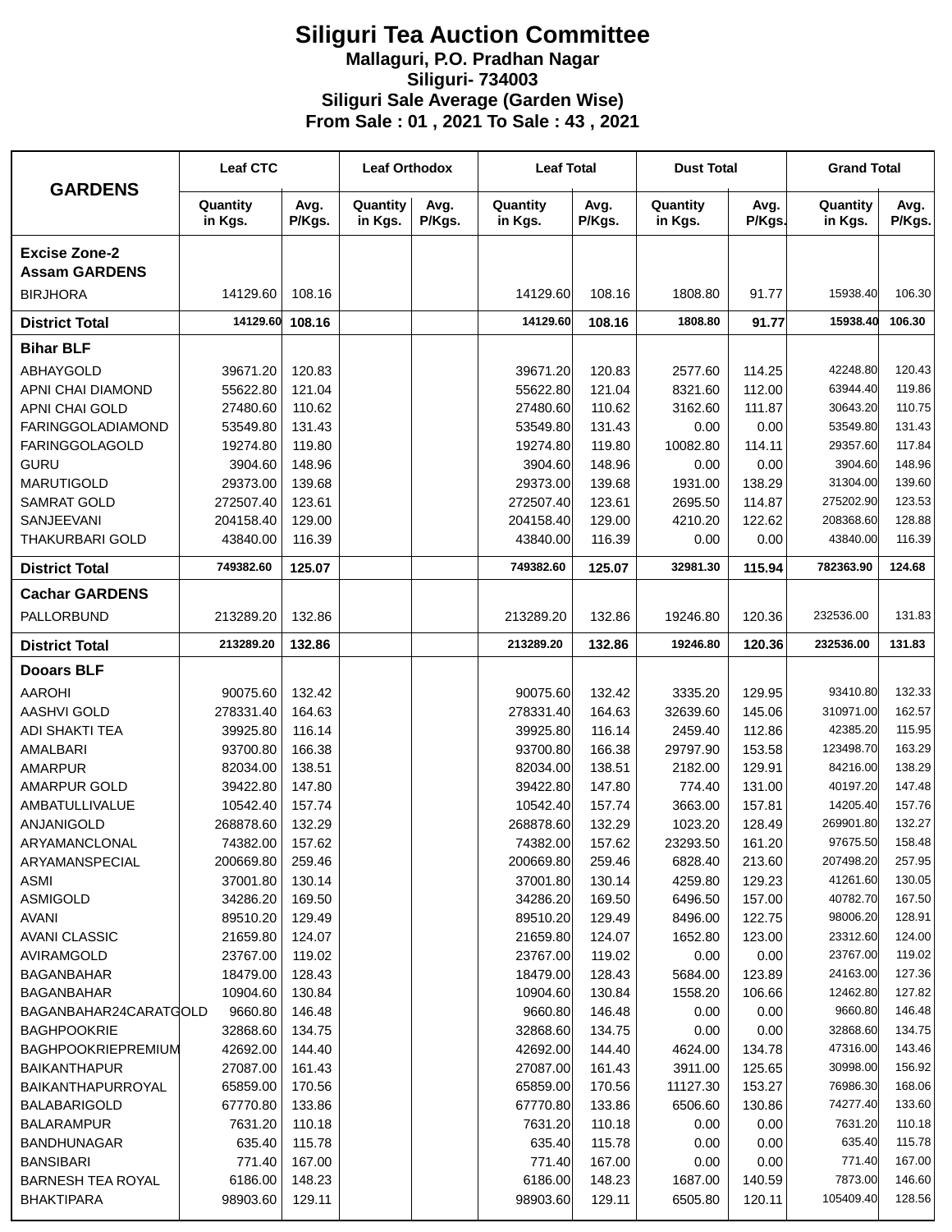# Siliguri Tea Auction Committee

**Mallaguri, P.O. Pradhan Nagar**
**Siliguri- 734003**
**Siliguri Sale Average (Garden Wise)**
**From Sale : 01 , 2021 To Sale : 43 , 2021**

| GARDENS | Leaf CTC | | Leaf Orthodox | | Leaf Total | | Dust Total | | Grand Total | |
|---|---|---|---|---|---|---|---|---|---|---|
| | Quantity in Kgs. | Avg. P/Kgs. | Quantity in Kgs. | Avg. P/Kgs. | Quantity in Kgs. | Avg. P/Kgs. | Quantity in Kgs. | Avg. P/Kgs. | Quantity in Kgs. | Avg. P/Kgs. |
| **Excise Zone-2 Assam GARDENS** | | | | | | | | | | |
| BIRJHORA | 14129.60 | 108.16 | | | 14129.60 | 108.16 | 1808.80 | 91.77 | 15938.40 | 106.30 |
| **District Total** | **14129.60** | **108.16** | | | **14129.60** | **108.16** | **1808.80** | **91.77** | **15938.40** | **106.30** |
| **Bihar BLF** | | | | | | | | | | |
| ABHAYGOLD | 39671.20 | 120.83 | | | 39671.20 | 120.83 | 2577.60 | 114.25 | 42248.80 | 120.43 |
| APNI CHAI DIAMOND | 55622.80 | 121.04 | | | 55622.80 | 121.04 | 8321.60 | 112.00 | 63944.40 | 119.86 |
| APNI CHAI GOLD | 27480.60 | 110.62 | | | 27480.60 | 110.62 | 3162.60 | 111.87 | 30643.20 | 110.75 |
| FARINGGOLADIAMOND | 53549.80 | 131.43 | | | 53549.80 | 131.43 | 0.00 | 0.00 | 53549.80 | 131.43 |
| FARINGGOLAGOLD | 19274.80 | 119.80 | | | 19274.80 | 119.80 | 10082.80 | 114.11 | 29357.60 | 117.84 |
| GURU | 3904.60 | 148.96 | | | 3904.60 | 148.96 | 0.00 | 0.00 | 3904.60 | 148.96 |
| MARUTIGOLD | 29373.00 | 139.68 | | | 29373.00 | 139.68 | 1931.00 | 138.29 | 31304.00 | 139.60 |
| SAMRAT GOLD | 272507.40 | 123.61 | | | 272507.40 | 123.61 | 2695.50 | 114.87 | 275202.90 | 123.53 |
| SANJEEVANI | 204158.40 | 129.00 | | | 204158.40 | 129.00 | 4210.20 | 122.62 | 208368.60 | 128.88 |
| THAKURBARI GOLD | 43840.00 | 116.39 | | | 43840.00 | 116.39 | 0.00 | 0.00 | 43840.00 | 116.39 |
| **District Total** | **749382.60** | **125.07** | | | **749382.60** | **125.07** | **32981.30** | **115.94** | **782363.90** | **124.68** |
| **Cachar GARDENS** | | | | | | | | | | |
| PALLORBUND | 213289.20 | 132.86 | | | 213289.20 | 132.86 | 19246.80 | 120.36 | 232536.00 | 131.83 |
| **District Total** | **213289.20** | **132.86** | | | **213289.20** | **132.86** | **19246.80** | **120.36** | **232536.00** | **131.83** |
| **Dooars BLF** | | | | | | | | | | |
| AAROHI | 90075.60 | 132.42 | | | 90075.60 | 132.42 | 3335.20 | 129.95 | 93410.80 | 132.33 |
| AASHVI GOLD | 278331.40 | 164.63 | | | 278331.40 | 164.63 | 32639.60 | 145.06 | 310971.00 | 162.57 |
| ADI SHAKTI TEA | 39925.80 | 116.14 | | | 39925.80 | 116.14 | 2459.40 | 112.86 | 42385.20 | 115.95 |
| AMALBARI | 93700.80 | 166.38 | | | 93700.80 | 166.38 | 29797.90 | 153.58 | 123498.70 | 163.29 |
| AMARPUR | 82034.00 | 138.51 | | | 82034.00 | 138.51 | 2182.00 | 129.91 | 84216.00 | 138.29 |
| AMARPUR GOLD | 39422.80 | 147.80 | | | 39422.80 | 147.80 | 774.40 | 131.00 | 40197.20 | 147.48 |
| AMBATULLIVALUE | 10542.40 | 157.74 | | | 10542.40 | 157.74 | 3663.00 | 157.81 | 14205.40 | 157.76 |
| ANJANIGOLD | 268878.60 | 132.29 | | | 268878.60 | 132.29 | 1023.20 | 128.49 | 269901.80 | 132.27 |
| ARYAMANCLONAL | 74382.00 | 157.62 | | | 74382.00 | 157.62 | 23293.50 | 161.20 | 97675.50 | 158.48 |
| ARYAMANSPECIAL | 200669.80 | 259.46 | | | 200669.80 | 259.46 | 6828.40 | 213.60 | 207498.20 | 257.95 |
| ASMI | 37001.80 | 130.14 | | | 37001.80 | 130.14 | 4259.80 | 129.23 | 41261.60 | 130.05 |
| ASMIGOLD | 34286.20 | 169.50 | | | 34286.20 | 169.50 | 6496.50 | 157.00 | 40782.70 | 167.50 |
| AVANI | 89510.20 | 129.49 | | | 89510.20 | 129.49 | 8496.00 | 122.75 | 98006.20 | 128.91 |
| AVANI CLASSIC | 21659.80 | 124.07 | | | 21659.80 | 124.07 | 1652.80 | 123.00 | 23312.60 | 124.00 |
| AVIRAMGOLD | 23767.00 | 119.02 | | | 23767.00 | 119.02 | 0.00 | 0.00 | 23767.00 | 119.02 |
| BAGANBAHAR | 18479.00 | 128.43 | | | 18479.00 | 128.43 | 5684.00 | 123.89 | 24163.00 | 127.36 |
| BAGANBAHAR | 10904.60 | 130.84 | | | 10904.60 | 130.84 | 1558.20 | 106.66 | 12462.80 | 127.82 |
| BAGANBAHAR24CARATGOLD | 9660.80 | 146.48 | | | 9660.80 | 146.48 | 0.00 | 0.00 | 9660.80 | 146.48 |
| BAGHPOOKRIE | 32868.60 | 134.75 | | | 32868.60 | 134.75 | 0.00 | 0.00 | 32868.60 | 134.75 |
| BAGHPOOKRIEPREMIUM | 42692.00 | 144.40 | | | 42692.00 | 144.40 | 4624.00 | 134.78 | 47316.00 | 143.46 |
| BAIKANTHAPUR | 27087.00 | 161.43 | | | 27087.00 | 161.43 | 3911.00 | 125.65 | 30998.00 | 156.92 |
| BAIKANTHAPURROYAL | 65859.00 | 170.56 | | | 65859.00 | 170.56 | 11127.30 | 153.27 | 76986.30 | 168.06 |
| BALABARIGOLD | 67770.80 | 133.86 | | | 67770.80 | 133.86 | 6506.60 | 130.86 | 74277.40 | 133.60 |
| BALARAMPUR | 7631.20 | 110.18 | | | 7631.20 | 110.18 | 0.00 | 0.00 | 7631.20 | 110.18 |
| BANDHUNAGAR | 635.40 | 115.78 | | | 635.40 | 115.78 | 0.00 | 0.00 | 635.40 | 115.78 |
| BANSIBARI | 771.40 | 167.00 | | | 771.40 | 167.00 | 0.00 | 0.00 | 771.40 | 167.00 |
| BARNESH TEA ROYAL | 6186.00 | 148.23 | | | 6186.00 | 148.23 | 1687.00 | 140.59 | 7873.00 | 146.60 |
| BHAKTIPARA | 98903.60 | 129.11 | | | 98903.60 | 129.11 | 6505.80 | 120.11 | 105409.40 | 128.56 |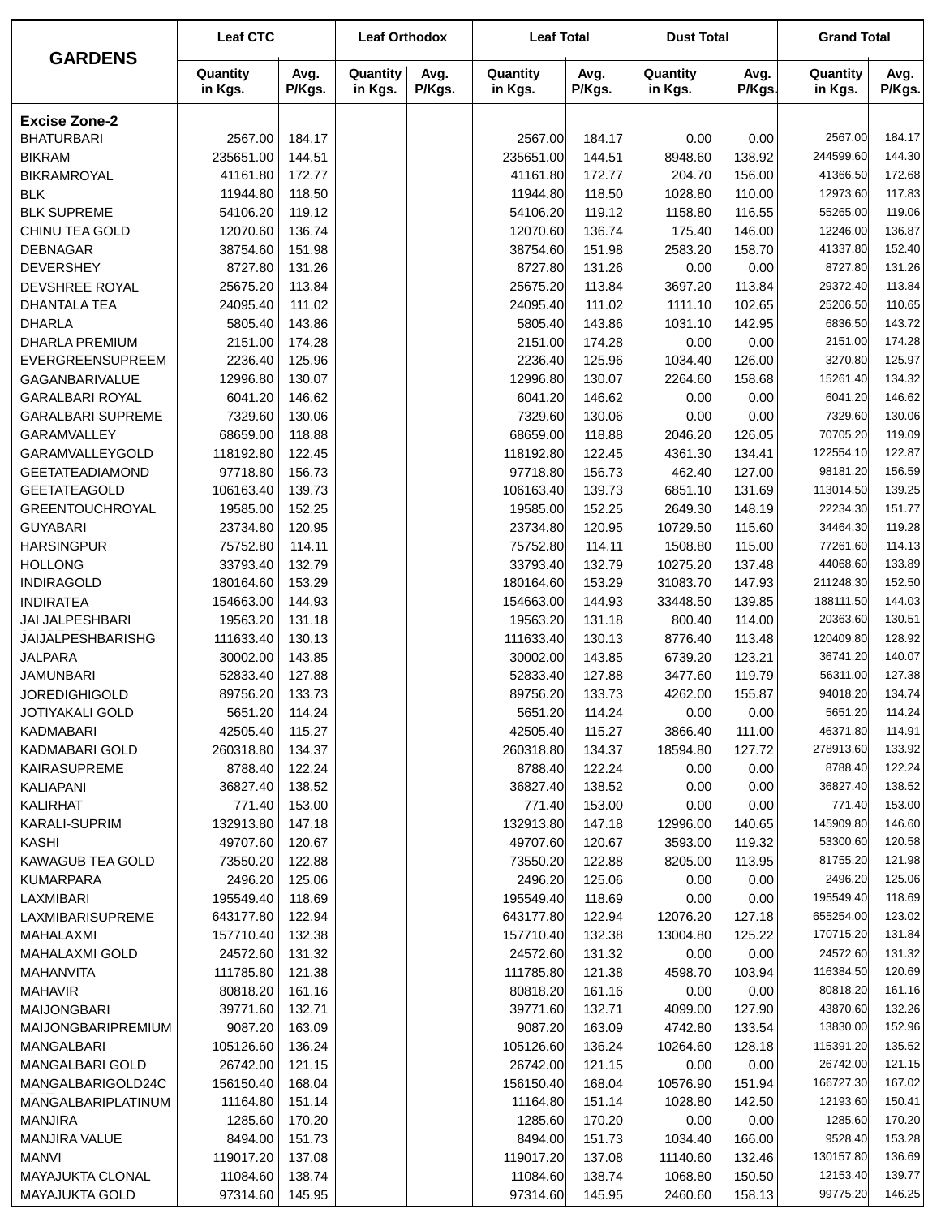| GARDENS | Leaf CTC | | Leaf Orthodox | | Leaf Total | | Dust Total | | Grand Total | |
|---|---|---|---|---|---|---|---|---|---|---|
| | Quantity in Kgs. | Avg. P/Kgs. | Quantity in Kgs. | Avg. P/Kgs. | Quantity in Kgs. | Avg. P/Kgs. | Quantity in Kgs. | Avg. P/Kgs. | Quantity in Kgs. | Avg. P/Kgs. |
| **Excise Zone-2** | | | | | | | | | | |
| BHATURBARI | 2567.00 | 184.17 | | | 2567.00 | 184.17 | 0.00 | 0.00 | 2567.00 | 184.17 |
| BIKRAM | 235651.00 | 144.51 | | | 235651.00 | 144.51 | 8948.60 | 138.92 | 244599.60 | 144.30 |
| BIKRAMROYAL | 41161.80 | 172.77 | | | 41161.80 | 172.77 | 204.70 | 156.00 | 41366.50 | 172.68 |
| BLK | 11944.80 | 118.50 | | | 11944.80 | 118.50 | 1028.80 | 110.00 | 12973.60 | 117.83 |
| BLK SUPREME | 54106.20 | 119.12 | | | 54106.20 | 119.12 | 1158.80 | 116.55 | 55265.00 | 119.06 |
| CHINU TEA GOLD | 12070.60 | 136.74 | | | 12070.60 | 136.74 | 175.40 | 146.00 | 12246.00 | 136.87 |
| DEBNAGAR | 38754.60 | 151.98 | | | 38754.60 | 151.98 | 2583.20 | 158.70 | 41337.80 | 152.40 |
| DEVERSHEY | 8727.80 | 131.26 | | | 8727.80 | 131.26 | 0.00 | 0.00 | 8727.80 | 131.26 |
| DEVSHREE ROYAL | 25675.20 | 113.84 | | | 25675.20 | 113.84 | 3697.20 | 113.84 | 29372.40 | 113.84 |
| DHANTALA TEA | 24095.40 | 111.02 | | | 24095.40 | 111.02 | 1111.10 | 102.65 | 25206.50 | 110.65 |
| DHARLA | 5805.40 | 143.86 | | | 5805.40 | 143.86 | 1031.10 | 142.95 | 6836.50 | 143.72 |
| DHARLA PREMIUM | 2151.00 | 174.28 | | | 2151.00 | 174.28 | 0.00 | 0.00 | 2151.00 | 174.28 |
| EVERGREENSUPREEM | 2236.40 | 125.96 | | | 2236.40 | 125.96 | 1034.40 | 126.00 | 3270.80 | 125.97 |
| GAGANBARIVALUE | 12996.80 | 130.07 | | | 12996.80 | 130.07 | 2264.60 | 158.68 | 15261.40 | 134.32 |
| GARALBARI ROYAL | 6041.20 | 146.62 | | | 6041.20 | 146.62 | 0.00 | 0.00 | 6041.20 | 146.62 |
| GARALBARI SUPREME | 7329.60 | 130.06 | | | 7329.60 | 130.06 | 0.00 | 0.00 | 7329.60 | 130.06 |
| GARAMVALLEY | 68659.00 | 118.88 | | | 68659.00 | 118.88 | 2046.20 | 126.05 | 70705.20 | 119.09 |
| GARAMVALLEYGOLD | 118192.80 | 122.45 | | | 118192.80 | 122.45 | 4361.30 | 134.41 | 122554.10 | 122.87 |
| GEETATEADIAMOND | 97718.80 | 156.73 | | | 97718.80 | 156.73 | 462.40 | 127.00 | 98181.20 | 156.59 |
| GEETATEAGOLD | 106163.40 | 139.73 | | | 106163.40 | 139.73 | 6851.10 | 131.69 | 113014.50 | 139.25 |
| GREENTOUCHROYAL | 19585.00 | 152.25 | | | 19585.00 | 152.25 | 2649.30 | 148.19 | 22234.30 | 151.77 |
| GUYABARI | 23734.80 | 120.95 | | | 23734.80 | 120.95 | 10729.50 | 115.60 | 34464.30 | 119.28 |
| HARSINGPUR | 75752.80 | 114.11 | | | 75752.80 | 114.11 | 1508.80 | 115.00 | 77261.60 | 114.13 |
| HOLLONG | 33793.40 | 132.79 | | | 33793.40 | 132.79 | 10275.20 | 137.48 | 44068.60 | 133.89 |
| INDIRAGOLD | 180164.60 | 153.29 | | | 180164.60 | 153.29 | 31083.70 | 147.93 | 211248.30 | 152.50 |
| INDIRATEA | 154663.00 | 144.93 | | | 154663.00 | 144.93 | 33448.50 | 139.85 | 188111.50 | 144.03 |
| JAI JALPESHBARI | 19563.20 | 131.18 | | | 19563.20 | 131.18 | 800.40 | 114.00 | 20363.60 | 130.51 |
| JAIJALPESHBARISHG | 111633.40 | 130.13 | | | 111633.40 | 130.13 | 8776.40 | 113.48 | 120409.80 | 128.92 |
| JALPARA | 30002.00 | 143.85 | | | 30002.00 | 143.85 | 6739.20 | 123.21 | 36741.20 | 140.07 |
| JAMUNBARI | 52833.40 | 127.88 | | | 52833.40 | 127.88 | 3477.60 | 119.79 | 56311.00 | 127.38 |
| JOREDIGHIGOLD | 89756.20 | 133.73 | | | 89756.20 | 133.73 | 4262.00 | 155.87 | 94018.20 | 134.74 |
| JOTIYAKALI GOLD | 5651.20 | 114.24 | | | 5651.20 | 114.24 | 0.00 | 0.00 | 5651.20 | 114.24 |
| KADMABARI | 42505.40 | 115.27 | | | 42505.40 | 115.27 | 3866.40 | 111.00 | 46371.80 | 114.91 |
| KADMABARI GOLD | 260318.80 | 134.37 | | | 260318.80 | 134.37 | 18594.80 | 127.72 | 278913.60 | 133.92 |
| KAIRASUPREME | 8788.40 | 122.24 | | | 8788.40 | 122.24 | 0.00 | 0.00 | 8788.40 | 122.24 |
| KALIAPANI | 36827.40 | 138.52 | | | 36827.40 | 138.52 | 0.00 | 0.00 | 36827.40 | 138.52 |
| KALIRHAT | 771.40 | 153.00 | | | 771.40 | 153.00 | 0.00 | 0.00 | 771.40 | 153.00 |
| KARALI-SUPRIM | 132913.80 | 147.18 | | | 132913.80 | 147.18 | 12996.00 | 140.65 | 145909.80 | 146.60 |
| KASHI | 49707.60 | 120.67 | | | 49707.60 | 120.67 | 3593.00 | 119.32 | 53300.60 | 120.58 |
| KAWAGUB TEA GOLD | 73550.20 | 122.88 | | | 73550.20 | 122.88 | 8205.00 | 113.95 | 81755.20 | 121.98 |
| KUMARPARA | 2496.20 | 125.06 | | | 2496.20 | 125.06 | 0.00 | 0.00 | 2496.20 | 125.06 |
| LAXMIBARI | 195549.40 | 118.69 | | | 195549.40 | 118.69 | 0.00 | 0.00 | 195549.40 | 118.69 |
| LAXMIBARISUPREME | 643177.80 | 122.94 | | | 643177.80 | 122.94 | 12076.20 | 127.18 | 655254.00 | 123.02 |
| MAHALAXMI | 157710.40 | 132.38 | | | 157710.40 | 132.38 | 13004.80 | 125.22 | 170715.20 | 131.84 |
| MAHALAXMI GOLD | 24572.60 | 131.32 | | | 24572.60 | 131.32 | 0.00 | 0.00 | 24572.60 | 131.32 |
| MAHANVITA | 111785.80 | 121.38 | | | 111785.80 | 121.38 | 4598.70 | 103.94 | 116384.50 | 120.69 |
| MAHAVIR | 80818.20 | 161.16 | | | 80818.20 | 161.16 | 0.00 | 0.00 | 80818.20 | 161.16 |
| MAIJONGBARI | 39771.60 | 132.71 | | | 39771.60 | 132.71 | 4099.00 | 127.90 | 43870.60 | 132.26 |
| MAIJONGBARIPREMIUM | 9087.20 | 163.09 | | | 9087.20 | 163.09 | 4742.80 | 133.54 | 13830.00 | 152.96 |
| MANGALBARI | 105126.60 | 136.24 | | | 105126.60 | 136.24 | 10264.60 | 128.18 | 115391.20 | 135.52 |
| MANGALBARI GOLD | 26742.00 | 121.15 | | | 26742.00 | 121.15 | 0.00 | 0.00 | 26742.00 | 121.15 |
| MANGALBARIGOLD24C | 156150.40 | 168.04 | | | 156150.40 | 168.04 | 10576.90 | 151.94 | 166727.30 | 167.02 |
| MANGALBARIPLATINUM | 11164.80 | 151.14 | | | 11164.80 | 151.14 | 1028.80 | 142.50 | 12193.60 | 150.41 |
| MANJIRA | 1285.60 | 170.20 | | | 1285.60 | 170.20 | 0.00 | 0.00 | 1285.60 | 170.20 |
| MANJIRA VALUE | 8494.00 | 151.73 | | | 8494.00 | 151.73 | 1034.40 | 166.00 | 9528.40 | 153.28 |
| MANVI | 119017.20 | 137.08 | | | 119017.20 | 137.08 | 11140.60 | 132.46 | 130157.80 | 136.69 |
| MAYAJUKTA CLONAL | 11084.60 | 138.74 | | | 11084.60 | 138.74 | 1068.80 | 150.50 | 12153.40 | 139.77 |
| MAYAJUKTA GOLD | 97314.60 | 145.95 | | | 97314.60 | 145.95 | 2460.60 | 158.13 | 99775.20 | 146.25 |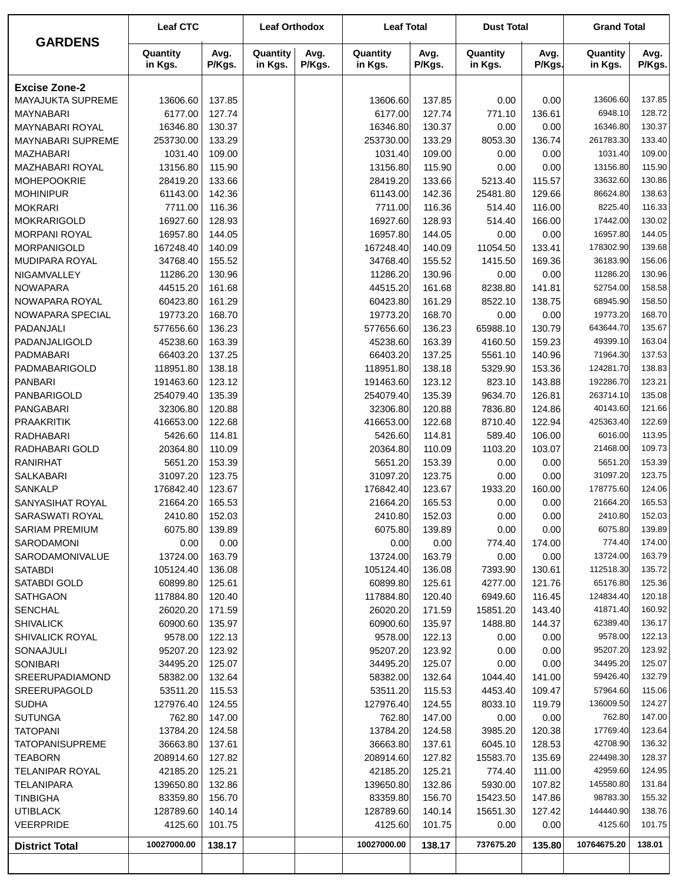| GARDENS | Leaf CTC | | Leaf Orthodox | | Leaf Total | | Dust Total | | Grand Total | |
|---|---|---|---|---|---|---|---|---|---|---|
| | Quantity in Kgs. | Avg. P/Kgs. | Quantity in Kgs. | Avg. P/Kgs. | Quantity in Kgs. | Avg. P/Kgs. | Quantity in Kgs. | Avg. P/Kgs. | Quantity in Kgs. | Avg. P/Kgs. |
| **Excise Zone-2** | | | | | | | | | | |
| MAYAJUKTA SUPREME | 13606.60 | 137.85 | | | 13606.60 | 137.85 | 0.00 | 0.00 | 13606.60 | 137.85 |
| MAYNABARI | 6177.00 | 127.74 | | | 6177.00 | 127.74 | 771.10 | 136.61 | 6948.10 | 128.72 |
| MAYNABARI ROYAL | 16346.80 | 130.37 | | | 16346.80 | 130.37 | 0.00 | 0.00 | 16346.80 | 130.37 |
| MAYNABARI SUPREME | 253730.00 | 133.29 | | | 253730.00 | 133.29 | 8053.30 | 136.74 | 261783.30 | 133.40 |
| MAZHABARI | 1031.40 | 109.00 | | | 1031.40 | 109.00 | 0.00 | 0.00 | 1031.40 | 109.00 |
| MAZHABARI ROYAL | 13156.80 | 115.90 | | | 13156.80 | 115.90 | 0.00 | 0.00 | 13156.80 | 115.90 |
| MOHEPOOKRIE | 28419.20 | 133.66 | | | 28419.20 | 133.66 | 5213.40 | 115.57 | 33632.60 | 130.86 |
| MOHINIPUR | 61143.00 | 142.36 | | | 61143.00 | 142.36 | 25481.80 | 129.66 | 86624.80 | 138.63 |
| MOKRARI | 7711.00 | 116.36 | | | 7711.00 | 116.36 | 514.40 | 116.00 | 8225.40 | 116.33 |
| MOKRARIGOLD | 16927.60 | 128.93 | | | 16927.60 | 128.93 | 514.40 | 166.00 | 17442.00 | 130.02 |
| MORPANI ROYAL | 16957.80 | 144.05 | | | 16957.80 | 144.05 | 0.00 | 0.00 | 16957.80 | 144.05 |
| MORPANIGOLD | 167248.40 | 140.09 | | | 167248.40 | 140.09 | 11054.50 | 133.41 | 178302.90 | 139.68 |
| MUDIPARA ROYAL | 34768.40 | 155.52 | | | 34768.40 | 155.52 | 1415.50 | 169.36 | 36183.90 | 156.06 |
| NIGAMVALLEY | 11286.20 | 130.96 | | | 11286.20 | 130.96 | 0.00 | 0.00 | 11286.20 | 130.96 |
| NOWAPARA | 44515.20 | 161.68 | | | 44515.20 | 161.68 | 8238.80 | 141.81 | 52754.00 | 158.58 |
| NOWAPARA ROYAL | 60423.80 | 161.29 | | | 60423.80 | 161.29 | 8522.10 | 138.75 | 68945.90 | 158.50 |
| NOWAPARA SPECIAL | 19773.20 | 168.70 | | | 19773.20 | 168.70 | 0.00 | 0.00 | 19773.20 | 168.70 |
| PADANJALI | 577656.60 | 136.23 | | | 577656.60 | 136.23 | 65988.10 | 130.79 | 643644.70 | 135.67 |
| PADANJALIGOLD | 45238.60 | 163.39 | | | 45238.60 | 163.39 | 4160.50 | 159.23 | 49399.10 | 163.04 |
| PADMABARI | 66403.20 | 137.25 | | | 66403.20 | 137.25 | 5561.10 | 140.96 | 71964.30 | 137.53 |
| PADMABARIGOLD | 118951.80 | 138.18 | | | 118951.80 | 138.18 | 5329.90 | 153.36 | 124281.70 | 138.83 |
| PANBARI | 191463.60 | 123.12 | | | 191463.60 | 123.12 | 823.10 | 143.88 | 192286.70 | 123.21 |
| PANBARIGOLD | 254079.40 | 135.39 | | | 254079.40 | 135.39 | 9634.70 | 126.81 | 263714.10 | 135.08 |
| PANGABARI | 32306.80 | 120.88 | | | 32306.80 | 120.88 | 7836.80 | 124.86 | 40143.60 | 121.66 |
| PRAAKRITIK | 416653.00 | 122.68 | | | 416653.00 | 122.68 | 8710.40 | 122.94 | 425363.40 | 122.69 |
| RADHABARI | 5426.60 | 114.81 | | | 5426.60 | 114.81 | 589.40 | 106.00 | 6016.00 | 113.95 |
| RADHABARI GOLD | 20364.80 | 110.09 | | | 20364.80 | 110.09 | 1103.20 | 103.07 | 21468.00 | 109.73 |
| RANIRHAT | 5651.20 | 153.39 | | | 5651.20 | 153.39 | 0.00 | 0.00 | 5651.20 | 153.39 |
| SALKABARI | 31097.20 | 123.75 | | | 31097.20 | 123.75 | 0.00 | 0.00 | 31097.20 | 123.75 |
| SANKALP | 176842.40 | 123.67 | | | 176842.40 | 123.67 | 1933.20 | 160.00 | 178775.60 | 124.06 |
| SANYASIHAT ROYAL | 21664.20 | 165.53 | | | 21664.20 | 165.53 | 0.00 | 0.00 | 21664.20 | 165.53 |
| SARASWATI ROYAL | 2410.80 | 152.03 | | | 2410.80 | 152.03 | 0.00 | 0.00 | 2410.80 | 152.03 |
| SARIAM PREMIUM | 6075.80 | 139.89 | | | 6075.80 | 139.89 | 0.00 | 0.00 | 6075.80 | 139.89 |
| SARODAMONI | 0.00 | 0.00 | | | 0.00 | 0.00 | 774.40 | 174.00 | 774.40 | 174.00 |
| SARODAMONIVALUE | 13724.00 | 163.79 | | | 13724.00 | 163.79 | 0.00 | 0.00 | 13724.00 | 163.79 |
| SATABDI | 105124.40 | 136.08 | | | 105124.40 | 136.08 | 7393.90 | 130.61 | 112518.30 | 135.72 |
| SATABDI GOLD | 60899.80 | 125.61 | | | 60899.80 | 125.61 | 4277.00 | 121.76 | 65176.80 | 125.36 |
| SATHGAON | 117884.80 | 120.40 | | | 117884.80 | 120.40 | 6949.60 | 116.45 | 124834.40 | 120.18 |
| SENCHAL | 26020.20 | 171.59 | | | 26020.20 | 171.59 | 15851.20 | 143.40 | 41871.40 | 160.92 |
| SHIVALICK | 60900.60 | 135.97 | | | 60900.60 | 135.97 | 1488.80 | 144.37 | 62389.40 | 136.17 |
| SHIVALICK ROYAL | 9578.00 | 122.13 | | | 9578.00 | 122.13 | 0.00 | 0.00 | 9578.00 | 122.13 |
| SONAAJULI | 95207.20 | 123.92 | | | 95207.20 | 123.92 | 0.00 | 0.00 | 95207.20 | 123.92 |
| SONIBARI | 34495.20 | 125.07 | | | 34495.20 | 125.07 | 0.00 | 0.00 | 34495.20 | 125.07 |
| SREERUPADIAMOND | 58382.00 | 132.64 | | | 58382.00 | 132.64 | 1044.40 | 141.00 | 59426.40 | 132.79 |
| SREERUPAGOLD | 53511.20 | 115.53 | | | 53511.20 | 115.53 | 4453.40 | 109.47 | 57964.60 | 115.06 |
| SUDHA | 127976.40 | 124.55 | | | 127976.40 | 124.55 | 8033.10 | 119.79 | 136009.50 | 124.27 |
| SUTUNGA | 762.80 | 147.00 | | | 762.80 | 147.00 | 0.00 | 0.00 | 762.80 | 147.00 |
| TATOPANI | 13784.20 | 124.58 | | | 13784.20 | 124.58 | 3985.20 | 120.38 | 17769.40 | 123.64 |
| TATOPANISUPREME | 36663.80 | 137.61 | | | 36663.80 | 137.61 | 6045.10 | 128.53 | 42708.90 | 136.32 |
| TEABORN | 208914.60 | 127.82 | | | 208914.60 | 127.82 | 15583.70 | 135.69 | 224498.30 | 128.37 |
| TELANIPAR ROYAL | 42185.20 | 125.21 | | | 42185.20 | 125.21 | 774.40 | 111.00 | 42959.60 | 124.95 |
| TELANIPARA | 139650.80 | 132.86 | | | 139650.80 | 132.86 | 5930.00 | 107.82 | 145580.80 | 131.84 |
| TINBIGHA | 83359.80 | 156.70 | | | 83359.80 | 156.70 | 15423.50 | 147.86 | 98783.30 | 155.32 |
| UTIBLACK | 128789.60 | 140.14 | | | 128789.60 | 140.14 | 15651.30 | 127.42 | 144440.90 | 138.76 |
| VEERPRIDE | 4125.60 | 101.75 | | | 4125.60 | 101.75 | 0.00 | 0.00 | 4125.60 | 101.75 |
| **District Total** | **10027000.00** | **138.17** | | | **10027000.00** | **138.17** | **737675.20** | **135.80** | **10764675.20** | **138.01** |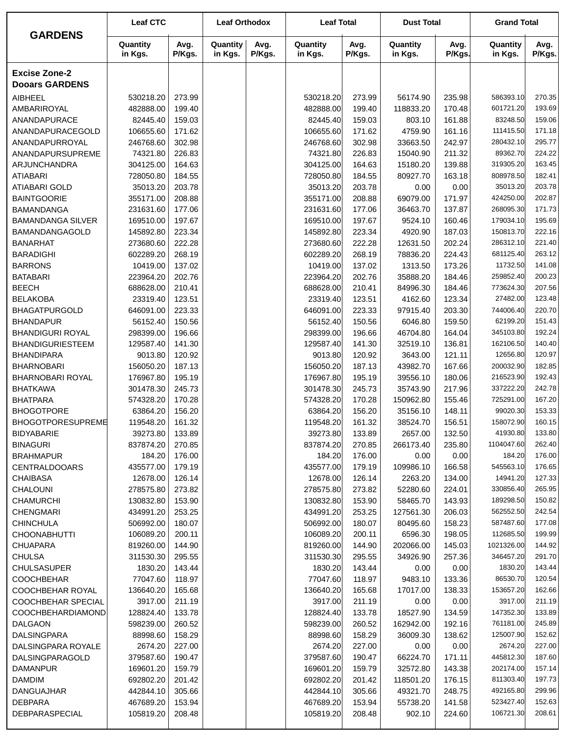| GARDENS | Leaf CTC | | Leaf Orthodox | | Leaf Total | | Dust Total | | Grand Total | |
|---|---|---|---|---|---|---|---|---|---|---|
| | Quantity in Kgs. | Avg. P/Kgs. | Quantity in Kgs. | Avg. P/Kgs. | Quantity in Kgs. | Avg. P/Kgs. | Quantity in Kgs. | Avg. P/Kgs. | Quantity in Kgs. | Avg. P/Kgs. |
| **Excise Zone-2 Dooars GARDENS** | | | | | | | | | | |
| AIBHEEL | 530218.20 | 273.99 | | | 530218.20 | 273.99 | 56174.90 | 235.98 | 586393.10 | 270.35 |
| AMBARIROYAL | 482888.00 | 199.40 | | | 482888.00 | 199.40 | 118833.20 | 170.48 | 601721.20 | 193.69 |
| ANANDAPURACE | 82445.40 | 159.03 | | | 82445.40 | 159.03 | 803.10 | 161.88 | 83248.50 | 159.06 |
| ANANDAPURACEGOLD | 106655.60 | 171.62 | | | 106655.60 | 171.62 | 4759.90 | 161.16 | 111415.50 | 171.18 |
| ANANDAPURROYAL | 246768.60 | 302.98 | | | 246768.60 | 302.98 | 33663.50 | 242.97 | 280432.10 | 295.77 |
| ANANDAPURSUPREME | 74321.80 | 226.83 | | | 74321.80 | 226.83 | 15040.90 | 211.32 | 89362.70 | 224.22 |
| ARJUNCHANDRA | 304125.00 | 164.63 | | | 304125.00 | 164.63 | 15180.20 | 139.88 | 319305.20 | 163.45 |
| ATIABARI | 728050.80 | 184.55 | | | 728050.80 | 184.55 | 80927.70 | 163.18 | 808978.50 | 182.41 |
| ATIABARI GOLD | 35013.20 | 203.78 | | | 35013.20 | 203.78 | 0.00 | 0.00 | 35013.20 | 203.78 |
| BAINTGOORIE | 355171.00 | 208.88 | | | 355171.00 | 208.88 | 69079.00 | 171.97 | 424250.00 | 202.87 |
| BAMANDANGA | 231631.60 | 177.06 | | | 231631.60 | 177.06 | 36463.70 | 137.87 | 268095.30 | 171.73 |
| BAMANDANGA SILVER | 169510.00 | 197.67 | | | 169510.00 | 197.67 | 9524.10 | 160.46 | 179034.10 | 195.69 |
| BAMANDANGAGOLD | 145892.80 | 223.34 | | | 145892.80 | 223.34 | 4920.90 | 187.03 | 150813.70 | 222.16 |
| BANARHAT | 273680.60 | 222.28 | | | 273680.60 | 222.28 | 12631.50 | 202.24 | 286312.10 | 221.40 |
| BARADIGHI | 602289.20 | 268.19 | | | 602289.20 | 268.19 | 78836.20 | 224.43 | 681125.40 | 263.12 |
| BARRONS | 10419.00 | 137.02 | | | 10419.00 | 137.02 | 1313.50 | 173.26 | 11732.50 | 141.08 |
| BATABARI | 223964.20 | 202.76 | | | 223964.20 | 202.76 | 35888.20 | 184.46 | 259852.40 | 200.23 |
| BEECH | 688628.00 | 210.41 | | | 688628.00 | 210.41 | 84996.30 | 184.46 | 773624.30 | 207.56 |
| BELAKOBA | 23319.40 | 123.51 | | | 23319.40 | 123.51 | 4162.60 | 123.34 | 27482.00 | 123.48 |
| BHAGATPURGOLD | 646091.00 | 223.33 | | | 646091.00 | 223.33 | 97915.40 | 203.30 | 744006.40 | 220.70 |
| BHANDAPUR | 56152.40 | 150.56 | | | 56152.40 | 150.56 | 6046.80 | 159.50 | 62199.20 | 151.43 |
| BHANDIGURI ROYAL | 298399.00 | 196.66 | | | 298399.00 | 196.66 | 46704.80 | 164.04 | 345103.80 | 192.24 |
| BHANDIGURIESTEEM | 129587.40 | 141.30 | | | 129587.40 | 141.30 | 32519.10 | 136.81 | 162106.50 | 140.40 |
| BHANDIPARA | 9013.80 | 120.92 | | | 9013.80 | 120.92 | 3643.00 | 121.11 | 12656.80 | 120.97 |
| BHARNOBARI | 156050.20 | 187.13 | | | 156050.20 | 187.13 | 43982.70 | 167.66 | 200032.90 | 182.85 |
| BHARNOBARI ROYAL | 176967.80 | 195.19 | | | 176967.80 | 195.19 | 39556.10 | 180.06 | 216523.90 | 192.43 |
| BHATKAWA | 301478.30 | 245.73 | | | 301478.30 | 245.73 | 35743.90 | 217.96 | 337222.20 | 242.78 |
| BHATPARA | 574328.20 | 170.28 | | | 574328.20 | 170.28 | 150962.80 | 155.46 | 725291.00 | 167.20 |
| BHOGOTPORE | 63864.20 | 156.20 | | | 63864.20 | 156.20 | 35156.10 | 148.11 | 99020.30 | 153.33 |
| BHOGOTPORESUPREME | 119548.20 | 161.32 | | | 119548.20 | 161.32 | 38524.70 | 156.51 | 158072.90 | 160.15 |
| BIDYABARIE | 39273.80 | 133.89 | | | 39273.80 | 133.89 | 2657.00 | 132.50 | 41930.80 | 133.80 |
| BINAGURI | 837874.20 | 270.85 | | | 837874.20 | 270.85 | 266173.40 | 235.80 | 1104047.60 | 262.40 |
| BRAHMAPUR | 184.20 | 176.00 | | | 184.20 | 176.00 | 0.00 | 0.00 | 184.20 | 176.00 |
| CENTRALDOOARS | 435577.00 | 179.19 | | | 435577.00 | 179.19 | 109986.10 | 166.58 | 545563.10 | 176.65 |
| CHAIBASA | 12678.00 | 126.14 | | | 12678.00 | 126.14 | 2263.20 | 134.00 | 14941.20 | 127.33 |
| CHALOUNI | 278575.80 | 273.82 | | | 278575.80 | 273.82 | 52280.60 | 224.01 | 330856.40 | 265.95 |
| CHAMURCHI | 130832.80 | 153.90 | | | 130832.80 | 153.90 | 58465.70 | 143.93 | 189298.50 | 150.82 |
| CHENGMARI | 434991.20 | 253.25 | | | 434991.20 | 253.25 | 127561.30 | 206.03 | 562552.50 | 242.54 |
| CHINCHULA | 506992.00 | 180.07 | | | 506992.00 | 180.07 | 80495.60 | 158.23 | 587487.60 | 177.08 |
| CHOONABHUTTI | 106089.20 | 200.11 | | | 106089.20 | 200.11 | 6596.30 | 198.05 | 112685.50 | 199.99 |
| CHUAPARA | 819260.00 | 144.90 | | | 819260.00 | 144.90 | 202066.00 | 145.03 | 1021326.00 | 144.92 |
| CHULSA | 311530.30 | 295.55 | | | 311530.30 | 295.55 | 34926.90 | 257.36 | 346457.20 | 291.70 |
| CHULSASUPER | 1830.20 | 143.44 | | | 1830.20 | 143.44 | 0.00 | 0.00 | 1830.20 | 143.44 |
| COOCHBEHAR | 77047.60 | 118.97 | | | 77047.60 | 118.97 | 9483.10 | 133.36 | 86530.70 | 120.54 |
| COOCHBEHAR ROYAL | 136640.20 | 165.68 | | | 136640.20 | 165.68 | 17017.00 | 138.33 | 153657.20 | 162.66 |
| COOCHBEHAR SPECIAL | 3917.00 | 211.19 | | | 3917.00 | 211.19 | 0.00 | 0.00 | 3917.00 | 211.19 |
| COOCHBEHARDIAMOND | 128824.40 | 133.78 | | | 128824.40 | 133.78 | 18527.90 | 134.59 | 147352.30 | 133.89 |
| DALGAON | 598239.00 | 260.52 | | | 598239.00 | 260.52 | 162942.00 | 192.16 | 761181.00 | 245.89 |
| DALSINGPARA | 88998.60 | 158.29 | | | 88998.60 | 158.29 | 36009.30 | 138.62 | 125007.90 | 152.62 |
| DALSINGPARA ROYALE | 2674.20 | 227.00 | | | 2674.20 | 227.00 | 0.00 | 0.00 | 2674.20 | 227.00 |
| DALSINGPARAGOLD | 379587.60 | 190.47 | | | 379587.60 | 190.47 | 66224.70 | 171.11 | 445812.30 | 187.60 |
| DAMANPUR | 169601.20 | 159.79 | | | 169601.20 | 159.79 | 32572.80 | 143.38 | 202174.00 | 157.14 |
| DAMDIM | 692802.20 | 201.42 | | | 692802.20 | 201.42 | 118501.20 | 176.15 | 811303.40 | 197.73 |
| DANGUAJHAR | 442844.10 | 305.66 | | | 442844.10 | 305.66 | 49321.70 | 248.75 | 492165.80 | 299.96 |
| DEBPARA | 467689.20 | 153.94 | | | 467689.20 | 153.94 | 55738.20 | 141.58 | 523427.40 | 152.63 |
| DEBPARASPECIAL | 105819.20 | 208.48 | | | 105819.20 | 208.48 | 902.10 | 224.60 | 106721.30 | 208.61 |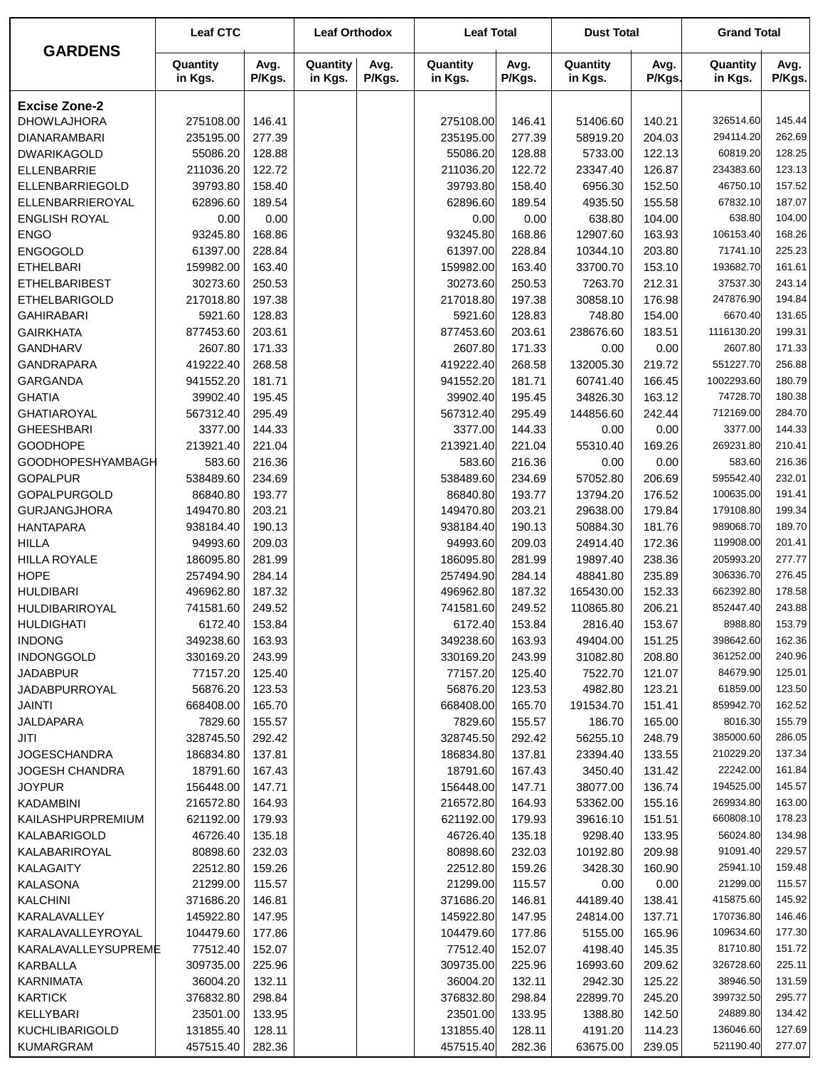| GARDENS | Leaf CTC | | Leaf Orthodox | | Leaf Total | | Dust Total | | Grand Total | |
|---|---|---|---|---|---|---|---|---|---|---|
| | Quantity in Kgs. | Avg. P/Kgs. | Quantity in Kgs. | Avg. P/Kgs. | Quantity in Kgs. | Avg. P/Kgs. | Quantity in Kgs. | Avg. P/Kgs. | Quantity in Kgs. | Avg. P/Kgs. |
| **Excise Zone-2** | | | | | | | | | | |
| DHOWLAJHORA | 275108.00 | 146.41 | | | 275108.00 | 146.41 | 51406.60 | 140.21 | 326514.60 | 145.44 |
| DIANARAMBARI | 235195.00 | 277.39 | | | 235195.00 | 277.39 | 58919.20 | 204.03 | 294114.20 | 262.69 |
| DWARIKAGOLD | 55086.20 | 128.88 | | | 55086.20 | 128.88 | 5733.00 | 122.13 | 60819.20 | 128.25 |
| ELLENBARRIE | 211036.20 | 122.72 | | | 211036.20 | 122.72 | 23347.40 | 126.87 | 234383.60 | 123.13 |
| ELLENBARRIEGOLD | 39793.80 | 158.40 | | | 39793.80 | 158.40 | 6956.30 | 152.50 | 46750.10 | 157.52 |
| ELLENBARRIEROYAL | 62896.60 | 189.54 | | | 62896.60 | 189.54 | 4935.50 | 155.58 | 67832.10 | 187.07 |
| ENGLISH ROYAL | 0.00 | 0.00 | | | 0.00 | 0.00 | 638.80 | 104.00 | 638.80 | 104.00 |
| ENGO | 93245.80 | 168.86 | | | 93245.80 | 168.86 | 12907.60 | 163.93 | 106153.40 | 168.26 |
| ENGOGOLD | 61397.00 | 228.84 | | | 61397.00 | 228.84 | 10344.10 | 203.80 | 71741.10 | 225.23 |
| ETHELBARI | 159982.00 | 163.40 | | | 159982.00 | 163.40 | 33700.70 | 153.10 | 193682.70 | 161.61 |
| ETHELBARIBEST | 30273.60 | 250.53 | | | 30273.60 | 250.53 | 7263.70 | 212.31 | 37537.30 | 243.14 |
| ETHELBARIGOLD | 217018.80 | 197.38 | | | 217018.80 | 197.38 | 30858.10 | 176.98 | 247876.90 | 194.84 |
| GAHIRABARI | 5921.60 | 128.83 | | | 5921.60 | 128.83 | 748.80 | 154.00 | 6670.40 | 131.65 |
| GAIRKHATA | 877453.60 | 203.61 | | | 877453.60 | 203.61 | 238676.60 | 183.51 | 1116130.20 | 199.31 |
| GANDHARV | 2607.80 | 171.33 | | | 2607.80 | 171.33 | 0.00 | 0.00 | 2607.80 | 171.33 |
| GANDRAPARA | 419222.40 | 268.58 | | | 419222.40 | 268.58 | 132005.30 | 219.72 | 551227.70 | 256.88 |
| GARGANDA | 941552.20 | 181.71 | | | 941552.20 | 181.71 | 60741.40 | 166.45 | 1002293.60 | 180.79 |
| GHATIA | 39902.40 | 195.45 | | | 39902.40 | 195.45 | 34826.30 | 163.12 | 74728.70 | 180.38 |
| GHATIAROYAL | 567312.40 | 295.49 | | | 567312.40 | 295.49 | 144856.60 | 242.44 | 712169.00 | 284.70 |
| GHEESHBARI | 3377.00 | 144.33 | | | 3377.00 | 144.33 | 0.00 | 0.00 | 3377.00 | 144.33 |
| GOODHOPE | 213921.40 | 221.04 | | | 213921.40 | 221.04 | 55310.40 | 169.26 | 269231.80 | 210.41 |
| GOODHOPESHYAMBAGH | 583.60 | 216.36 | | | 583.60 | 216.36 | 0.00 | 0.00 | 583.60 | 216.36 |
| GOPALPUR | 538489.60 | 234.69 | | | 538489.60 | 234.69 | 57052.80 | 206.69 | 595542.40 | 232.01 |
| GOPALPURGOLD | 86840.80 | 193.77 | | | 86840.80 | 193.77 | 13794.20 | 176.52 | 100635.00 | 191.41 |
| GURJANGJHORA | 149470.80 | 203.21 | | | 149470.80 | 203.21 | 29638.00 | 179.84 | 179108.80 | 199.34 |
| HANTAPARA | 938184.40 | 190.13 | | | 938184.40 | 190.13 | 50884.30 | 181.76 | 989068.70 | 189.70 |
| HILLA | 94993.60 | 209.03 | | | 94993.60 | 209.03 | 24914.40 | 172.36 | 119908.00 | 201.41 |
| HILLA ROYALE | 186095.80 | 281.99 | | | 186095.80 | 281.99 | 19897.40 | 238.36 | 205993.20 | 277.77 |
| HOPE | 257494.90 | 284.14 | | | 257494.90 | 284.14 | 48841.80 | 235.89 | 306336.70 | 276.45 |
| HULDIBARI | 496962.80 | 187.32 | | | 496962.80 | 187.32 | 165430.00 | 152.33 | 662392.80 | 178.58 |
| HULDIBARIROYAL | 741581.60 | 249.52 | | | 741581.60 | 249.52 | 110865.80 | 206.21 | 852447.40 | 243.88 |
| HULDIGHATI | 6172.40 | 153.84 | | | 6172.40 | 153.84 | 2816.40 | 153.67 | 8988.80 | 153.79 |
| INDONG | 349238.60 | 163.93 | | | 349238.60 | 163.93 | 49404.00 | 151.25 | 398642.60 | 162.36 |
| INDONGGOLD | 330169.20 | 243.99 | | | 330169.20 | 243.99 | 31082.80 | 208.80 | 361252.00 | 240.96 |
| JADABPUR | 77157.20 | 125.40 | | | 77157.20 | 125.40 | 7522.70 | 121.07 | 84679.90 | 125.01 |
| JADABPURROYAL | 56876.20 | 123.53 | | | 56876.20 | 123.53 | 4982.80 | 123.21 | 61859.00 | 123.50 |
| JAINTI | 668408.00 | 165.70 | | | 668408.00 | 165.70 | 191534.70 | 151.41 | 859942.70 | 162.52 |
| JALDAPARA | 7829.60 | 155.57 | | | 7829.60 | 155.57 | 186.70 | 165.00 | 8016.30 | 155.79 |
| JITI | 328745.50 | 292.42 | | | 328745.50 | 292.42 | 56255.10 | 248.79 | 385000.60 | 286.05 |
| JOGESCHANDRA | 186834.80 | 137.81 | | | 186834.80 | 137.81 | 23394.40 | 133.55 | 210229.20 | 137.34 |
| JOGESH CHANDRA | 18791.60 | 167.43 | | | 18791.60 | 167.43 | 3450.40 | 131.42 | 22242.00 | 161.84 |
| JOYPUR | 156448.00 | 147.71 | | | 156448.00 | 147.71 | 38077.00 | 136.74 | 194525.00 | 145.57 |
| KADAMBINI | 216572.80 | 164.93 | | | 216572.80 | 164.93 | 53362.00 | 155.16 | 269934.80 | 163.00 |
| KAILASHPURPREMIUM | 621192.00 | 179.93 | | | 621192.00 | 179.93 | 39616.10 | 151.51 | 660808.10 | 178.23 |
| KALABARIGOLD | 46726.40 | 135.18 | | | 46726.40 | 135.18 | 9298.40 | 133.95 | 56024.80 | 134.98 |
| KALABARIROYAL | 80898.60 | 232.03 | | | 80898.60 | 232.03 | 10192.80 | 209.98 | 91091.40 | 229.57 |
| KALAGAITY | 22512.80 | 159.26 | | | 22512.80 | 159.26 | 3428.30 | 160.90 | 25941.10 | 159.48 |
| KALASONA | 21299.00 | 115.57 | | | 21299.00 | 115.57 | 0.00 | 0.00 | 21299.00 | 115.57 |
| KALCHINI | 371686.20 | 146.81 | | | 371686.20 | 146.81 | 44189.40 | 138.41 | 415875.60 | 145.92 |
| KARALAVALLEY | 145922.80 | 147.95 | | | 145922.80 | 147.95 | 24814.00 | 137.71 | 170736.80 | 146.46 |
| KARALAVALLEYROYAL | 104479.60 | 177.86 | | | 104479.60 | 177.86 | 5155.00 | 165.96 | 109634.60 | 177.30 |
| KARALAVALLEYSUPREME | 77512.40 | 152.07 | | | 77512.40 | 152.07 | 4198.40 | 145.35 | 81710.80 | 151.72 |
| KARBALLA | 309735.00 | 225.96 | | | 309735.00 | 225.96 | 16993.60 | 209.62 | 326728.60 | 225.11 |
| KARNIMATA | 36004.20 | 132.11 | | | 36004.20 | 132.11 | 2942.30 | 125.22 | 38946.50 | 131.59 |
| KARTICK | 376832.80 | 298.84 | | | 376832.80 | 298.84 | 22899.70 | 245.20 | 399732.50 | 295.77 |
| KELLYBARI | 23501.00 | 133.95 | | | 23501.00 | 133.95 | 1388.80 | 142.50 | 24889.80 | 134.42 |
| KUCHLIBARIGOLD | 131855.40 | 128.11 | | | 131855.40 | 128.11 | 4191.20 | 114.23 | 136046.60 | 127.69 |
| KUMARGRAM | 457515.40 | 282.36 | | | 457515.40 | 282.36 | 63675.00 | 239.05 | 521190.40 | 277.07 |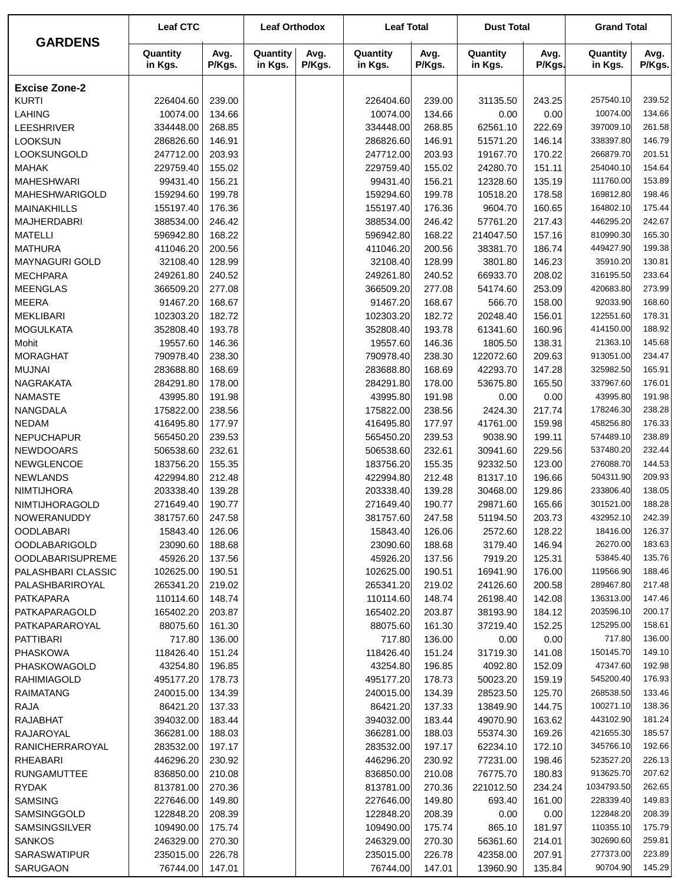| GARDENS | Leaf CTC | | Leaf Orthodox | | Leaf Total | | Dust Total | | Grand Total | |
|---|---|---|---|---|---|---|---|---|---|---|
| | Quantity in Kgs. | Avg. P/Kgs. | Quantity in Kgs. | Avg. P/Kgs. | Quantity in Kgs. | Avg. P/Kgs. | Quantity in Kgs. | Avg. P/Kgs. | Quantity in Kgs. | Avg. P/Kgs. |
| **Excise Zone-2** | | | | | | | | | | |
| KURTI | 226404.60 | 239.00 | | | 226404.60 | 239.00 | 31135.50 | 243.25 | 257540.10 | 239.52 |
| LAHING | 10074.00 | 134.66 | | | 10074.00 | 134.66 | 0.00 | 0.00 | 10074.00 | 134.66 |
| LEESHRIVER | 334448.00 | 268.85 | | | 334448.00 | 268.85 | 62561.10 | 222.69 | 397009.10 | 261.58 |
| LOOKSUN | 286826.60 | 146.91 | | | 286826.60 | 146.91 | 51571.20 | 146.14 | 338397.80 | 146.79 |
| LOOKSUNGOLD | 247712.00 | 203.93 | | | 247712.00 | 203.93 | 19167.70 | 170.22 | 266879.70 | 201.51 |
| MAHAK | 229759.40 | 155.02 | | | 229759.40 | 155.02 | 24280.70 | 151.11 | 254040.10 | 154.64 |
| MAHESHWARI | 99431.40 | 156.21 | | | 99431.40 | 156.21 | 12328.60 | 135.19 | 111760.00 | 153.89 |
| MAHESHWARIGOLD | 159294.60 | 199.78 | | | 159294.60 | 199.78 | 10518.20 | 178.58 | 169812.80 | 198.46 |
| MAINAKHILLS | 155197.40 | 176.36 | | | 155197.40 | 176.36 | 9604.70 | 160.65 | 164802.10 | 175.44 |
| MAJHERDABRI | 388534.00 | 246.42 | | | 388534.00 | 246.42 | 57761.20 | 217.43 | 446295.20 | 242.67 |
| MATELLI | 596942.80 | 168.22 | | | 596942.80 | 168.22 | 214047.50 | 157.16 | 810990.30 | 165.30 |
| MATHURA | 411046.20 | 200.56 | | | 411046.20 | 200.56 | 38381.70 | 186.74 | 449427.90 | 199.38 |
| MAYNAGURI GOLD | 32108.40 | 128.99 | | | 32108.40 | 128.99 | 3801.80 | 146.23 | 35910.20 | 130.81 |
| MECHPARA | 249261.80 | 240.52 | | | 249261.80 | 240.52 | 66933.70 | 208.02 | 316195.50 | 233.64 |
| MEENGLAS | 366509.20 | 277.08 | | | 366509.20 | 277.08 | 54174.60 | 253.09 | 420683.80 | 273.99 |
| MEERA | 91467.20 | 168.67 | | | 91467.20 | 168.67 | 566.70 | 158.00 | 92033.90 | 168.60 |
| MEKLIBARI | 102303.20 | 182.72 | | | 102303.20 | 182.72 | 20248.40 | 156.01 | 122551.60 | 178.31 |
| MOGULKATA | 352808.40 | 193.78 | | | 352808.40 | 193.78 | 61341.60 | 160.96 | 414150.00 | 188.92 |
| Mohit | 19557.60 | 146.36 | | | 19557.60 | 146.36 | 1805.50 | 138.31 | 21363.10 | 145.68 |
| MORAGHAT | 790978.40 | 238.30 | | | 790978.40 | 238.30 | 122072.60 | 209.63 | 913051.00 | 234.47 |
| MUJNAI | 283688.80 | 168.69 | | | 283688.80 | 168.69 | 42293.70 | 147.28 | 325982.50 | 165.91 |
| NAGRAKATA | 284291.80 | 178.00 | | | 284291.80 | 178.00 | 53675.80 | 165.50 | 337967.60 | 176.01 |
| NAMASTE | 43995.80 | 191.98 | | | 43995.80 | 191.98 | 0.00 | 0.00 | 43995.80 | 191.98 |
| NANGDALA | 175822.00 | 238.56 | | | 175822.00 | 238.56 | 2424.30 | 217.74 | 178246.30 | 238.28 |
| NEDAM | 416495.80 | 177.97 | | | 416495.80 | 177.97 | 41761.00 | 159.98 | 458256.80 | 176.33 |
| NEPUCHAPUR | 565450.20 | 239.53 | | | 565450.20 | 239.53 | 9038.90 | 199.11 | 574489.10 | 238.89 |
| NEWDOOARS | 506538.60 | 232.61 | | | 506538.60 | 232.61 | 30941.60 | 229.56 | 537480.20 | 232.44 |
| NEWGLENCOE | 183756.20 | 155.35 | | | 183756.20 | 155.35 | 92332.50 | 123.00 | 276088.70 | 144.53 |
| NEWLANDS | 422994.80 | 212.48 | | | 422994.80 | 212.48 | 81317.10 | 196.66 | 504311.90 | 209.93 |
| NIMTIJHORA | 203338.40 | 139.28 | | | 203338.40 | 139.28 | 30468.00 | 129.86 | 233806.40 | 138.05 |
| NIMTIJHORAGOLD | 271649.40 | 190.77 | | | 271649.40 | 190.77 | 29871.60 | 165.66 | 301521.00 | 188.28 |
| NOWERANUDDY | 381757.60 | 247.58 | | | 381757.60 | 247.58 | 51194.50 | 203.73 | 432952.10 | 242.39 |
| OODLABARI | 15843.40 | 126.06 | | | 15843.40 | 126.06 | 2572.60 | 128.22 | 18416.00 | 126.37 |
| OODLABARIGOLD | 23090.60 | 188.68 | | | 23090.60 | 188.68 | 3179.40 | 146.94 | 26270.00 | 183.63 |
| OODLABARISUPREME | 45926.20 | 137.56 | | | 45926.20 | 137.56 | 7919.20 | 125.31 | 53845.40 | 135.76 |
| PALASHBARI CLASSIC | 102625.00 | 190.51 | | | 102625.00 | 190.51 | 16941.90 | 176.00 | 119566.90 | 188.46 |
| PALASHBARIROYAL | 265341.20 | 219.02 | | | 265341.20 | 219.02 | 24126.60 | 200.58 | 289467.80 | 217.48 |
| PATKAPARA | 110114.60 | 148.74 | | | 110114.60 | 148.74 | 26198.40 | 142.08 | 136313.00 | 147.46 |
| PATKAPARAGOLD | 165402.20 | 203.87 | | | 165402.20 | 203.87 | 38193.90 | 184.12 | 203596.10 | 200.17 |
| PATKAPARAROYAL | 88075.60 | 161.30 | | | 88075.60 | 161.30 | 37219.40 | 152.25 | 125295.00 | 158.61 |
| PATTIBARI | 717.80 | 136.00 | | | 717.80 | 136.00 | 0.00 | 0.00 | 717.80 | 136.00 |
| PHASKOWA | 118426.40 | 151.24 | | | 118426.40 | 151.24 | 31719.30 | 141.08 | 150145.70 | 149.10 |
| PHASKOWAGOLD | 43254.80 | 196.85 | | | 43254.80 | 196.85 | 4092.80 | 152.09 | 47347.60 | 192.98 |
| RAHIMIAGOLD | 495177.20 | 178.73 | | | 495177.20 | 178.73 | 50023.20 | 159.19 | 545200.40 | 176.93 |
| RAIMATANG | 240015.00 | 134.39 | | | 240015.00 | 134.39 | 28523.50 | 125.70 | 268538.50 | 133.46 |
| RAJA | 86421.20 | 137.33 | | | 86421.20 | 137.33 | 13849.90 | 144.75 | 100271.10 | 138.36 |
| RAJABHAT | 394032.00 | 183.44 | | | 394032.00 | 183.44 | 49070.90 | 163.62 | 443102.90 | 181.24 |
| RAJAROYAL | 366281.00 | 188.03 | | | 366281.00 | 188.03 | 55374.30 | 169.26 | 421655.30 | 185.57 |
| RANICHERRAROYAL | 283532.00 | 197.17 | | | 283532.00 | 197.17 | 62234.10 | 172.10 | 345766.10 | 192.66 |
| RHEABARI | 446296.20 | 230.92 | | | 446296.20 | 230.92 | 77231.00 | 198.46 | 523527.20 | 226.13 |
| RUNGAMUTTEE | 836850.00 | 210.08 | | | 836850.00 | 210.08 | 76775.70 | 180.83 | 913625.70 | 207.62 |
| RYDAK | 813781.00 | 270.36 | | | 813781.00 | 270.36 | 221012.50 | 234.24 | 1034793.50 | 262.65 |
| SAMSING | 227646.00 | 149.80 | | | 227646.00 | 149.80 | 693.40 | 161.00 | 228339.40 | 149.83 |
| SAMSINGGOLD | 122848.20 | 208.39 | | | 122848.20 | 208.39 | 0.00 | 0.00 | 122848.20 | 208.39 |
| SAMSINGSILVER | 109490.00 | 175.74 | | | 109490.00 | 175.74 | 865.10 | 181.97 | 110355.10 | 175.79 |
| SANKOS | 246329.00 | 270.30 | | | 246329.00 | 270.30 | 56361.60 | 214.01 | 302690.60 | 259.81 |
| SARASWATIPUR | 235015.00 | 226.78 | | | 235015.00 | 226.78 | 42358.00 | 207.91 | 277373.00 | 223.89 |
| SARUGAON | 76744.00 | 147.01 | | | 76744.00 | 147.01 | 13960.90 | 135.84 | 90704.90 | 145.29 |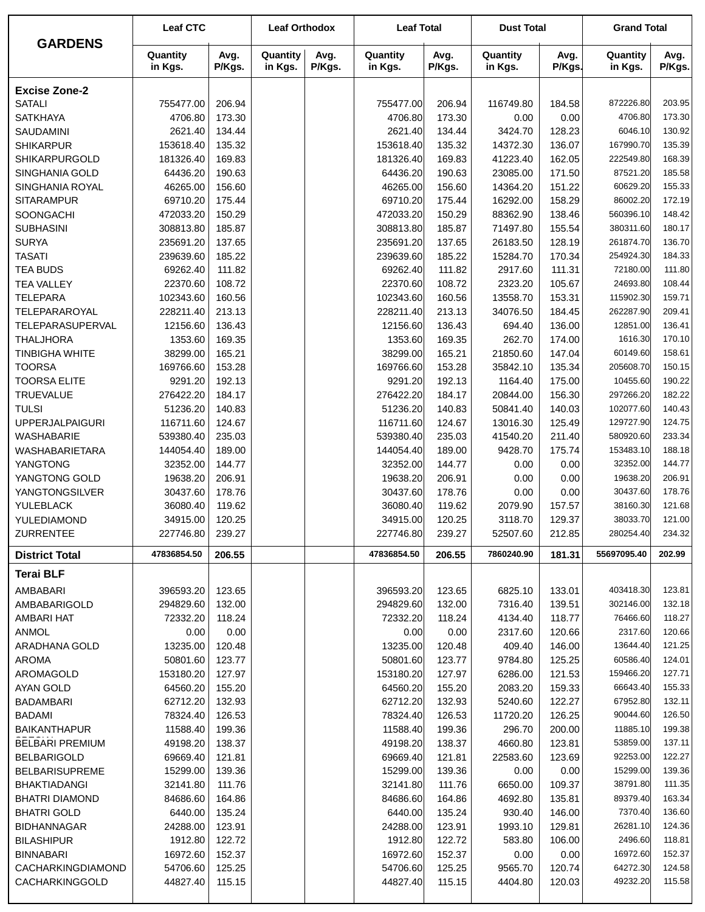| GARDENS | Leaf CTC | | Leaf Orthodox | | Leaf Total | | Dust Total | | Grand Total | |
|---|---|---|---|---|---|---|---|---|---|---|
| | Quantity in Kgs. | Avg. P/Kgs. | Quantity in Kgs. | Avg. P/Kgs. | Quantity in Kgs. | Avg. P/Kgs. | Quantity in Kgs. | Avg. P/Kgs. | Quantity in Kgs. | Avg. P/Kgs. |
| **Excise Zone-2** | | | | | | | | | | |
| SATALI | 755477.00 | 206.94 | | | 755477.00 | 206.94 | 116749.80 | 184.58 | 872226.80 | 203.95 |
| SATKHAYA | 4706.80 | 173.30 | | | 4706.80 | 173.30 | 0.00 | 0.00 | 4706.80 | 173.30 |
| SAUDAMINI | 2621.40 | 134.44 | | | 2621.40 | 134.44 | 3424.70 | 128.23 | 6046.10 | 130.92 |
| SHIKARPUR | 153618.40 | 135.32 | | | 153618.40 | 135.32 | 14372.30 | 136.07 | 167990.70 | 135.39 |
| SHIKARPURGOLD | 181326.40 | 169.83 | | | 181326.40 | 169.83 | 41223.40 | 162.05 | 222549.80 | 168.39 |
| SINGHANIA GOLD | 64436.20 | 190.63 | | | 64436.20 | 190.63 | 23085.00 | 171.50 | 87521.20 | 185.58 |
| SINGHANIA ROYAL | 46265.00 | 156.60 | | | 46265.00 | 156.60 | 14364.20 | 151.22 | 60629.20 | 155.33 |
| SITARAMPUR | 69710.20 | 175.44 | | | 69710.20 | 175.44 | 16292.00 | 158.29 | 86002.20 | 172.19 |
| SOONGACHI | 472033.20 | 150.29 | | | 472033.20 | 150.29 | 88362.90 | 138.46 | 560396.10 | 148.42 |
| SUBHASINI | 308813.80 | 185.87 | | | 308813.80 | 185.87 | 71497.80 | 155.54 | 380311.60 | 180.17 |
| SURYA | 235691.20 | 137.65 | | | 235691.20 | 137.65 | 26183.50 | 128.19 | 261874.70 | 136.70 |
| TASATI | 239639.60 | 185.22 | | | 239639.60 | 185.22 | 15284.70 | 170.34 | 254924.30 | 184.33 |
| TEA BUDS | 69262.40 | 111.82 | | | 69262.40 | 111.82 | 2917.60 | 111.31 | 72180.00 | 111.80 |
| TEA VALLEY | 22370.60 | 108.72 | | | 22370.60 | 108.72 | 2323.20 | 105.67 | 24693.80 | 108.44 |
| TELEPARA | 102343.60 | 160.56 | | | 102343.60 | 160.56 | 13558.70 | 153.31 | 115902.30 | 159.71 |
| TELEPARAROYAL | 228211.40 | 213.13 | | | 228211.40 | 213.13 | 34076.50 | 184.45 | 262287.90 | 209.41 |
| TELEPARASUPERVAL | 12156.60 | 136.43 | | | 12156.60 | 136.43 | 694.40 | 136.00 | 12851.00 | 136.41 |
| THALJHORA | 1353.60 | 169.35 | | | 1353.60 | 169.35 | 262.70 | 174.00 | 1616.30 | 170.10 |
| TINBIGHA WHITE | 38299.00 | 165.21 | | | 38299.00 | 165.21 | 21850.60 | 147.04 | 60149.60 | 158.61 |
| TOORSA | 169766.60 | 153.28 | | | 169766.60 | 153.28 | 35842.10 | 135.34 | 205608.70 | 150.15 |
| TOORSA ELITE | 9291.20 | 192.13 | | | 9291.20 | 192.13 | 1164.40 | 175.00 | 10455.60 | 190.22 |
| TRUEVALUE | 276422.20 | 184.17 | | | 276422.20 | 184.17 | 20844.00 | 156.30 | 297266.20 | 182.22 |
| TULSI | 51236.20 | 140.83 | | | 51236.20 | 140.83 | 50841.40 | 140.03 | 102077.60 | 140.43 |
| UPPERJALPAIGURI | 116711.60 | 124.67 | | | 116711.60 | 124.67 | 13016.30 | 125.49 | 129727.90 | 124.75 |
| WASHABARIE | 539380.40 | 235.03 | | | 539380.40 | 235.03 | 41540.20 | 211.40 | 580920.60 | 233.34 |
| WASHABARIETARA | 144054.40 | 189.00 | | | 144054.40 | 189.00 | 9428.70 | 175.74 | 153483.10 | 188.18 |
| YANGTONG | 32352.00 | 144.77 | | | 32352.00 | 144.77 | 0.00 | 0.00 | 32352.00 | 144.77 |
| YANGTONG GOLD | 19638.20 | 206.91 | | | 19638.20 | 206.91 | 0.00 | 0.00 | 19638.20 | 206.91 |
| YANGTONGSILVER | 30437.60 | 178.76 | | | 30437.60 | 178.76 | 0.00 | 0.00 | 30437.60 | 178.76 |
| YULEBLACK | 36080.40 | 119.62 | | | 36080.40 | 119.62 | 2079.90 | 157.57 | 38160.30 | 121.68 |
| YULEDIAMOND | 34915.00 | 120.25 | | | 34915.00 | 120.25 | 3118.70 | 129.37 | 38033.70 | 121.00 |
| ZURRENTEE | 227746.80 | 239.27 | | | 227746.80 | 239.27 | 52507.60 | 212.85 | 280254.40 | 234.32 |
| **District Total** | 47836854.50 | 206.55 | | | 47836854.50 | 206.55 | 7860240.90 | 181.31 | 55697095.40 | 202.99 |
| **Terai BLF** | | | | | | | | | | |
| AMBABARI | 396593.20 | 123.65 | | | 396593.20 | 123.65 | 6825.10 | 133.01 | 403418.30 | 123.81 |
| AMBABARIGOLD | 294829.60 | 132.00 | | | 294829.60 | 132.00 | 7316.40 | 139.51 | 302146.00 | 132.18 |
| AMBARI HAT | 72332.20 | 118.24 | | | 72332.20 | 118.24 | 4134.40 | 118.77 | 76466.60 | 118.27 |
| ANMOL | 0.00 | 0.00 | | | 0.00 | 0.00 | 2317.60 | 120.66 | 2317.60 | 120.66 |
| ARADHANA GOLD | 13235.00 | 120.48 | | | 13235.00 | 120.48 | 409.40 | 146.00 | 13644.40 | 121.25 |
| AROMA | 50801.60 | 123.77 | | | 50801.60 | 123.77 | 9784.80 | 125.25 | 60586.40 | 124.01 |
| AROMAGOLD | 153180.20 | 127.97 | | | 153180.20 | 127.97 | 6286.00 | 121.53 | 159466.20 | 127.71 |
| AYAN GOLD | 64560.20 | 155.20 | | | 64560.20 | 155.20 | 2083.20 | 159.33 | 66643.40 | 155.33 |
| BADAMBARI | 62712.20 | 132.93 | | | 62712.20 | 132.93 | 5240.60 | 122.27 | 67952.80 | 132.11 |
| BADAMI | 78324.40 | 126.53 | | | 78324.40 | 126.53 | 11720.20 | 126.25 | 90044.60 | 126.50 |
| BAIKANTHAPUR | 11588.40 | 199.36 | | | 11588.40 | 199.36 | 296.70 | 200.00 | 11885.10 | 199.38 |
| BELBARI PREMIUM | 49198.20 | 138.37 | | | 49198.20 | 138.37 | 4660.80 | 123.81 | 53859.00 | 137.11 |
| BELBARIGOLD | 69669.40 | 121.81 | | | 69669.40 | 121.81 | 22583.60 | 123.69 | 92253.00 | 122.27 |
| BELBARISUPREME | 15299.00 | 139.36 | | | 15299.00 | 139.36 | 0.00 | 0.00 | 15299.00 | 139.36 |
| BHAKTIADANGI | 32141.80 | 111.76 | | | 32141.80 | 111.76 | 6650.00 | 109.37 | 38791.80 | 111.35 |
| BHATRI DIAMOND | 84686.60 | 164.86 | | | 84686.60 | 164.86 | 4692.80 | 135.81 | 89379.40 | 163.34 |
| BHATRI GOLD | 6440.00 | 135.24 | | | 6440.00 | 135.24 | 930.40 | 146.00 | 7370.40 | 136.60 |
| BIDHANNAGAR | 24288.00 | 123.91 | | | 24288.00 | 123.91 | 1993.10 | 129.81 | 26281.10 | 124.36 |
| BILASHIPUR | 1912.80 | 122.72 | | | 1912.80 | 122.72 | 583.80 | 106.00 | 2496.60 | 118.81 |
| BINNABARI | 16972.60 | 152.37 | | | 16972.60 | 152.37 | 0.00 | 0.00 | 16972.60 | 152.37 |
| CACHARKINGDIAMOND | 54706.60 | 125.25 | | | 54706.60 | 125.25 | 9565.70 | 120.74 | 64272.30 | 124.58 |
| CACHARKINGGOLD | 44827.40 | 115.15 | | | 44827.40 | 115.15 | 4404.80 | 120.03 | 49232.20 | 115.58 |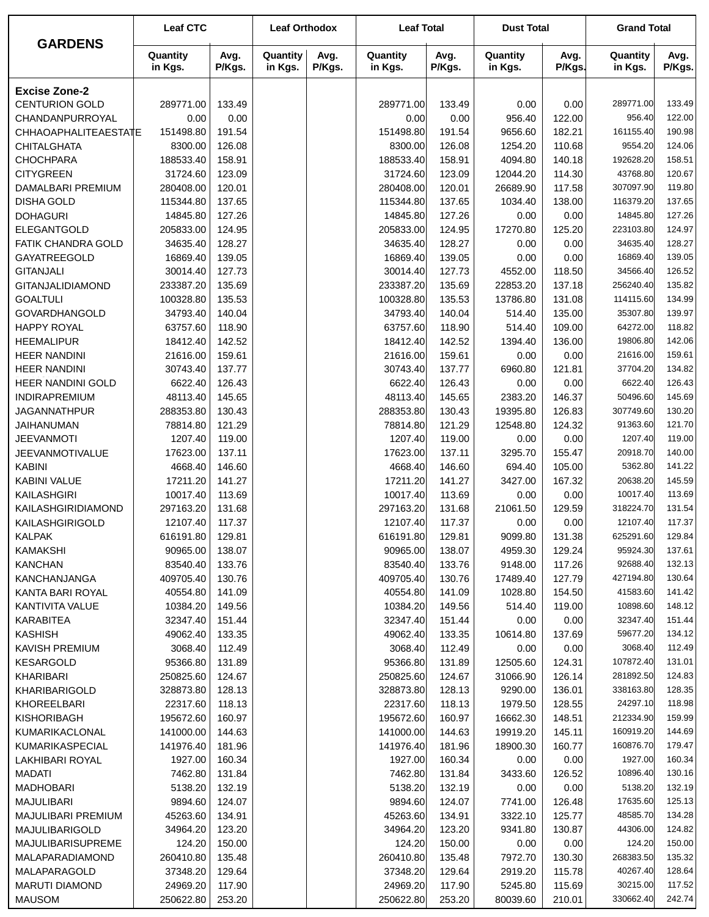| GARDENS | Leaf CTC | | Leaf Orthodox | | Leaf Total | | Dust Total | | Grand Total | |
|---|---|---|---|---|---|---|---|---|---|---|
| | Quantity in Kgs. | Avg. P/Kgs. | Quantity in Kgs. | Avg. P/Kgs. | Quantity in Kgs. | Avg. P/Kgs. | Quantity in Kgs. | Avg. P/Kgs. | Quantity in Kgs. | Avg. P/Kgs. |
| **Excise Zone-2** | | | | | | | | | | |
| CENTURION GOLD | 289771.00 | 133.49 | | | 289771.00 | 133.49 | 0.00 | 0.00 | 289771.00 | 133.49 |
| CHANDANPURROYAL | 0.00 | 0.00 | | | 0.00 | 0.00 | 956.40 | 122.00 | 956.40 | 122.00 |
| CHHAOAPHALITEAESTATE | 151498.80 | 191.54 | | | 151498.80 | 191.54 | 9656.60 | 182.21 | 161155.40 | 190.98 |
| CHITALGHATA | 8300.00 | 126.08 | | | 8300.00 | 126.08 | 1254.20 | 110.68 | 9554.20 | 124.06 |
| CHOCHPARA | 188533.40 | 158.91 | | | 188533.40 | 158.91 | 4094.80 | 140.18 | 192628.20 | 158.51 |
| CITYGREEN | 31724.60 | 123.09 | | | 31724.60 | 123.09 | 12044.20 | 114.30 | 43768.80 | 120.67 |
| DAMALBARI PREMIUM | 280408.00 | 120.01 | | | 280408.00 | 120.01 | 26689.90 | 117.58 | 307097.90 | 119.80 |
| DISHA GOLD | 115344.80 | 137.65 | | | 115344.80 | 137.65 | 1034.40 | 138.00 | 116379.20 | 137.65 |
| DOHAGURI | 14845.80 | 127.26 | | | 14845.80 | 127.26 | 0.00 | 0.00 | 14845.80 | 127.26 |
| ELEGANTGOLD | 205833.00 | 124.95 | | | 205833.00 | 124.95 | 17270.80 | 125.20 | 223103.80 | 124.97 |
| FATIK CHANDRA GOLD | 34635.40 | 128.27 | | | 34635.40 | 128.27 | 0.00 | 0.00 | 34635.40 | 128.27 |
| GAYATREEGOLD | 16869.40 | 139.05 | | | 16869.40 | 139.05 | 0.00 | 0.00 | 16869.40 | 139.05 |
| GITANJALI | 30014.40 | 127.73 | | | 30014.40 | 127.73 | 4552.00 | 118.50 | 34566.40 | 126.52 |
| GITANJALIDIAMOND | 233387.20 | 135.69 | | | 233387.20 | 135.69 | 22853.20 | 137.18 | 256240.40 | 135.82 |
| GOALTULI | 100328.80 | 135.53 | | | 100328.80 | 135.53 | 13786.80 | 131.08 | 114115.60 | 134.99 |
| GOVARDHANGOLD | 34793.40 | 140.04 | | | 34793.40 | 140.04 | 514.40 | 135.00 | 35307.80 | 139.97 |
| HAPPY ROYAL | 63757.60 | 118.90 | | | 63757.60 | 118.90 | 514.40 | 109.00 | 64272.00 | 118.82 |
| HEEMALIPUR | 18412.40 | 142.52 | | | 18412.40 | 142.52 | 1394.40 | 136.00 | 19806.80 | 142.06 |
| HEER NANDINI | 21616.00 | 159.61 | | | 21616.00 | 159.61 | 0.00 | 0.00 | 21616.00 | 159.61 |
| HEER NANDINI | 30743.40 | 137.77 | | | 30743.40 | 137.77 | 6960.80 | 121.81 | 37704.20 | 134.82 |
| HEER NANDINI GOLD | 6622.40 | 126.43 | | | 6622.40 | 126.43 | 0.00 | 0.00 | 6622.40 | 126.43 |
| INDIRAPREMIUM | 48113.40 | 145.65 | | | 48113.40 | 145.65 | 2383.20 | 146.37 | 50496.60 | 145.69 |
| JAGANNATHPUR | 288353.80 | 130.43 | | | 288353.80 | 130.43 | 19395.80 | 126.83 | 307749.60 | 130.20 |
| JAIHANUMAN | 78814.80 | 121.29 | | | 78814.80 | 121.29 | 12548.80 | 124.32 | 91363.60 | 121.70 |
| JEEVANMOTI | 1207.40 | 119.00 | | | 1207.40 | 119.00 | 0.00 | 0.00 | 1207.40 | 119.00 |
| JEEVANMOTIVALUE | 17623.00 | 137.11 | | | 17623.00 | 137.11 | 3295.70 | 155.47 | 20918.70 | 140.00 |
| KABINI | 4668.40 | 146.60 | | | 4668.40 | 146.60 | 694.40 | 105.00 | 5362.80 | 141.22 |
| KABINI VALUE | 17211.20 | 141.27 | | | 17211.20 | 141.27 | 3427.00 | 167.32 | 20638.20 | 145.59 |
| KAILASHGIRI | 10017.40 | 113.69 | | | 10017.40 | 113.69 | 0.00 | 0.00 | 10017.40 | 113.69 |
| KAILASHGIRIDIAMOND | 297163.20 | 131.68 | | | 297163.20 | 131.68 | 21061.50 | 129.59 | 318224.70 | 131.54 |
| KAILASHGIRIGOLD | 12107.40 | 117.37 | | | 12107.40 | 117.37 | 0.00 | 0.00 | 12107.40 | 117.37 |
| KALPAK | 616191.80 | 129.81 | | | 616191.80 | 129.81 | 9099.80 | 131.38 | 625291.60 | 129.84 |
| KAMAKSHI | 90965.00 | 138.07 | | | 90965.00 | 138.07 | 4959.30 | 129.24 | 95924.30 | 137.61 |
| KANCHAN | 83540.40 | 133.76 | | | 83540.40 | 133.76 | 9148.00 | 117.26 | 92688.40 | 132.13 |
| KANCHANJANGA | 409705.40 | 130.76 | | | 409705.40 | 130.76 | 17489.40 | 127.79 | 427194.80 | 130.64 |
| KANTA BARI ROYAL | 40554.80 | 141.09 | | | 40554.80 | 141.09 | 1028.80 | 154.50 | 41583.60 | 141.42 |
| KANTIVITA VALUE | 10384.20 | 149.56 | | | 10384.20 | 149.56 | 514.40 | 119.00 | 10898.60 | 148.12 |
| KARABITEA | 32347.40 | 151.44 | | | 32347.40 | 151.44 | 0.00 | 0.00 | 32347.40 | 151.44 |
| KASHISH | 49062.40 | 133.35 | | | 49062.40 | 133.35 | 10614.80 | 137.69 | 59677.20 | 134.12 |
| KAVISH PREMIUM | 3068.40 | 112.49 | | | 3068.40 | 112.49 | 0.00 | 0.00 | 3068.40 | 112.49 |
| KESARGOLD | 95366.80 | 131.89 | | | 95366.80 | 131.89 | 12505.60 | 124.31 | 107872.40 | 131.01 |
| KHARIBARI | 250825.60 | 124.67 | | | 250825.60 | 124.67 | 31066.90 | 126.14 | 281892.50 | 124.83 |
| KHARIBARIGOLD | 328873.80 | 128.13 | | | 328873.80 | 128.13 | 9290.00 | 136.01 | 338163.80 | 128.35 |
| KHOREELBARI | 22317.60 | 118.13 | | | 22317.60 | 118.13 | 1979.50 | 128.55 | 24297.10 | 118.98 |
| KISHORIBAGH | 195672.60 | 160.97 | | | 195672.60 | 160.97 | 16662.30 | 148.51 | 212334.90 | 159.99 |
| KUMARIKACLONAL | 141000.00 | 144.63 | | | 141000.00 | 144.63 | 19919.20 | 145.11 | 160919.20 | 144.69 |
| KUMARIKASPECIAL | 141976.40 | 181.96 | | | 141976.40 | 181.96 | 18900.30 | 160.77 | 160876.70 | 179.47 |
| LAKHIBARI ROYAL | 1927.00 | 160.34 | | | 1927.00 | 160.34 | 0.00 | 0.00 | 1927.00 | 160.34 |
| MADATI | 7462.80 | 131.84 | | | 7462.80 | 131.84 | 3433.60 | 126.52 | 10896.40 | 130.16 |
| MADHOBARI | 5138.20 | 132.19 | | | 5138.20 | 132.19 | 0.00 | 0.00 | 5138.20 | 132.19 |
| MAJULIBARI | 9894.60 | 124.07 | | | 9894.60 | 124.07 | 7741.00 | 126.48 | 17635.60 | 125.13 |
| MAJULIBARI PREMIUM | 45263.60 | 134.91 | | | 45263.60 | 134.91 | 3322.10 | 125.77 | 48585.70 | 134.28 |
| MAJULIBARIGOLD | 34964.20 | 123.20 | | | 34964.20 | 123.20 | 9341.80 | 130.87 | 44306.00 | 124.82 |
| MAJULIBARISUPREME | 124.20 | 150.00 | | | 124.20 | 150.00 | 0.00 | 0.00 | 124.20 | 150.00 |
| MALAPARADIAMOND | 260410.80 | 135.48 | | | 260410.80 | 135.48 | 7972.70 | 130.30 | 268383.50 | 135.32 |
| MALAPARAGOLD | 37348.20 | 129.64 | | | 37348.20 | 129.64 | 2919.20 | 115.78 | 40267.40 | 128.64 |
| MARUTI DIAMOND | 24969.20 | 117.90 | | | 24969.20 | 117.90 | 5245.80 | 115.69 | 30215.00 | 117.52 |
| MAUSOM | 250622.80 | 253.20 | | | 250622.80 | 253.20 | 80039.60 | 210.01 | 330662.40 | 242.74 |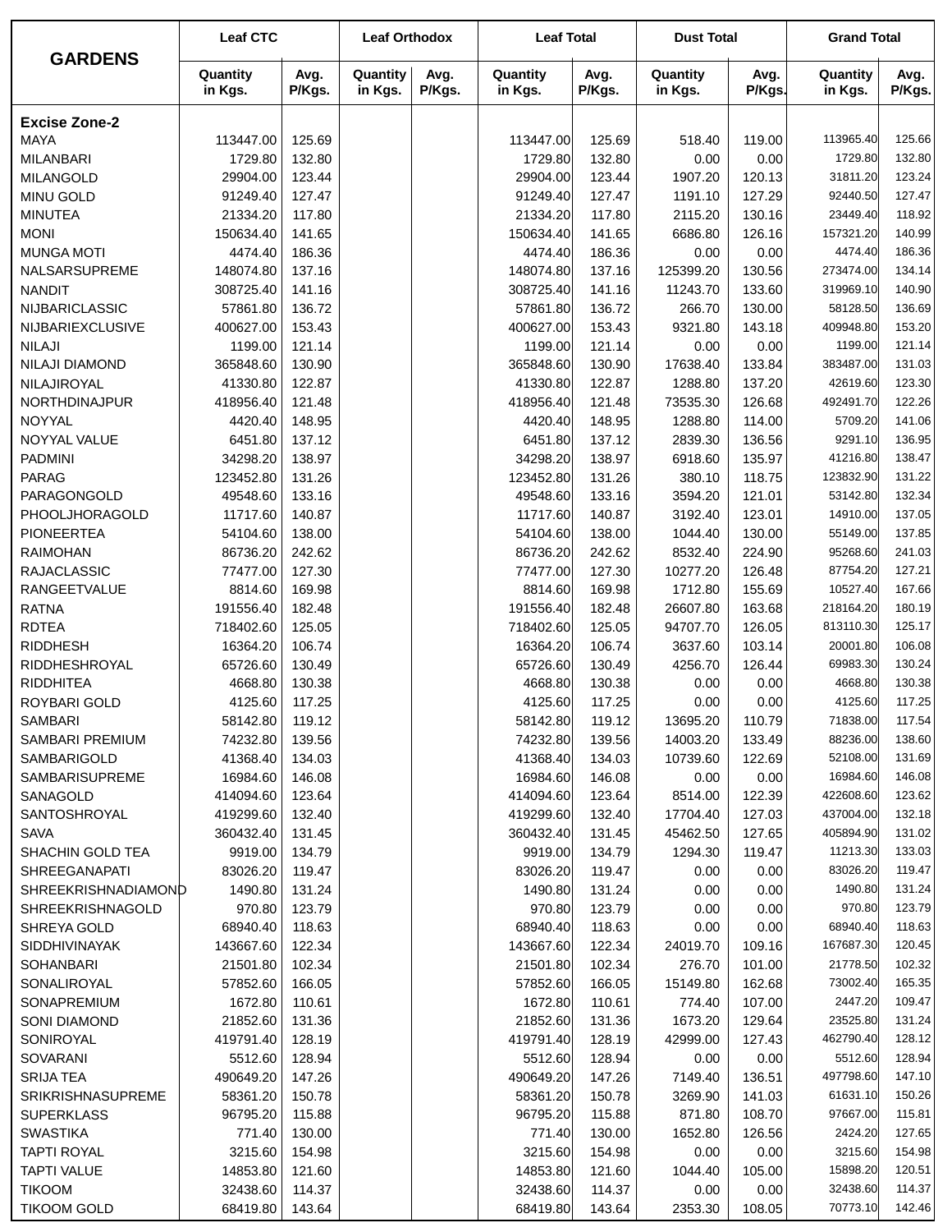| GARDENS | Leaf CTC | | Leaf Orthodox | | Leaf Total | | Dust Total | | Grand Total | |
|---|---|---|---|---|---|---|---|---|---|---|
| | Quantity in Kgs. | Avg. P/Kgs. | Quantity in Kgs. | Avg. P/Kgs. | Quantity in Kgs. | Avg. P/Kgs. | Quantity in Kgs. | Avg. P/Kgs. | Quantity in Kgs. | Avg. P/Kgs. |
| **Excise Zone-2** | | | | | | | | | | |
| MAYA | 113447.00 | 125.69 | | | 113447.00 | 125.69 | 518.40 | 119.00 | 113965.40 | 125.66 |
| MILANBARI | 1729.80 | 132.80 | | | 1729.80 | 132.80 | 0.00 | 0.00 | 1729.80 | 132.80 |
| MILANGOLD | 29904.00 | 123.44 | | | 29904.00 | 123.44 | 1907.20 | 120.13 | 31811.20 | 123.24 |
| MINU GOLD | 91249.40 | 127.47 | | | 91249.40 | 127.47 | 1191.10 | 127.29 | 92440.50 | 127.47 |
| MINUTEA | 21334.20 | 117.80 | | | 21334.20 | 117.80 | 2115.20 | 130.16 | 23449.40 | 118.92 |
| MONI | 150634.40 | 141.65 | | | 150634.40 | 141.65 | 6686.80 | 126.16 | 157321.20 | 140.99 |
| MUNGA MOTI | 4474.40 | 186.36 | | | 4474.40 | 186.36 | 0.00 | 0.00 | 4474.40 | 186.36 |
| NALSARSUPREME | 148074.80 | 137.16 | | | 148074.80 | 137.16 | 125399.20 | 130.56 | 273474.00 | 134.14 |
| NANDIT | 308725.40 | 141.16 | | | 308725.40 | 141.16 | 11243.70 | 133.60 | 319969.10 | 140.90 |
| NIJBARICLASSIC | 57861.80 | 136.72 | | | 57861.80 | 136.72 | 266.70 | 130.00 | 58128.50 | 136.69 |
| NIJBARIEXCLUSIVE | 400627.00 | 153.43 | | | 400627.00 | 153.43 | 9321.80 | 143.18 | 409948.80 | 153.20 |
| NILAJI | 1199.00 | 121.14 | | | 1199.00 | 121.14 | 0.00 | 0.00 | 1199.00 | 121.14 |
| NILAJI DIAMOND | 365848.60 | 130.90 | | | 365848.60 | 130.90 | 17638.40 | 133.84 | 383487.00 | 131.03 |
| NILAJIROYAL | 41330.80 | 122.87 | | | 41330.80 | 122.87 | 1288.80 | 137.20 | 42619.60 | 123.30 |
| NORTHDINAJPUR | 418956.40 | 121.48 | | | 418956.40 | 121.48 | 73535.30 | 126.68 | 492491.70 | 122.26 |
| NOYYAL | 4420.40 | 148.95 | | | 4420.40 | 148.95 | 1288.80 | 114.00 | 5709.20 | 141.06 |
| NOYYAL VALUE | 6451.80 | 137.12 | | | 6451.80 | 137.12 | 2839.30 | 136.56 | 9291.10 | 136.95 |
| PADMINI | 34298.20 | 138.97 | | | 34298.20 | 138.97 | 6918.60 | 135.97 | 41216.80 | 138.47 |
| PARAG | 123452.80 | 131.26 | | | 123452.80 | 131.26 | 380.10 | 118.75 | 123832.90 | 131.22 |
| PARAGONGOLD | 49548.60 | 133.16 | | | 49548.60 | 133.16 | 3594.20 | 121.01 | 53142.80 | 132.34 |
| PHOOLJHORAGOLD | 11717.60 | 140.87 | | | 11717.60 | 140.87 | 3192.40 | 123.01 | 14910.00 | 137.05 |
| PIONEERTEA | 54104.60 | 138.00 | | | 54104.60 | 138.00 | 1044.40 | 130.00 | 55149.00 | 137.85 |
| RAIMOHAN | 86736.20 | 242.62 | | | 86736.20 | 242.62 | 8532.40 | 224.90 | 95268.60 | 241.03 |
| RAJACLASSIC | 77477.00 | 127.30 | | | 77477.00 | 127.30 | 10277.20 | 126.48 | 87754.20 | 127.21 |
| RANGEETVALUE | 8814.60 | 169.98 | | | 8814.60 | 169.98 | 1712.80 | 155.69 | 10527.40 | 167.66 |
| RATNA | 191556.40 | 182.48 | | | 191556.40 | 182.48 | 26607.80 | 163.68 | 218164.20 | 180.19 |
| RDTEA | 718402.60 | 125.05 | | | 718402.60 | 125.05 | 94707.70 | 126.05 | 813110.30 | 125.17 |
| RIDDHESH | 16364.20 | 106.74 | | | 16364.20 | 106.74 | 3637.60 | 103.14 | 20001.80 | 106.08 |
| RIDDHESHROYAL | 65726.60 | 130.49 | | | 65726.60 | 130.49 | 4256.70 | 126.44 | 69983.30 | 130.24 |
| RIDDHITEA | 4668.80 | 130.38 | | | 4668.80 | 130.38 | 0.00 | 0.00 | 4668.80 | 130.38 |
| ROYBARI GOLD | 4125.60 | 117.25 | | | 4125.60 | 117.25 | 0.00 | 0.00 | 4125.60 | 117.25 |
| SAMBARI | 58142.80 | 119.12 | | | 58142.80 | 119.12 | 13695.20 | 110.79 | 71838.00 | 117.54 |
| SAMBARI PREMIUM | 74232.80 | 139.56 | | | 74232.80 | 139.56 | 14003.20 | 133.49 | 88236.00 | 138.60 |
| SAMBARIGOLD | 41368.40 | 134.03 | | | 41368.40 | 134.03 | 10739.60 | 122.69 | 52108.00 | 131.69 |
| SAMBARISUPREME | 16984.60 | 146.08 | | | 16984.60 | 146.08 | 0.00 | 0.00 | 16984.60 | 146.08 |
| SANAGOLD | 414094.60 | 123.64 | | | 414094.60 | 123.64 | 8514.00 | 122.39 | 422608.60 | 123.62 |
| SANTOSHROYAL | 419299.60 | 132.40 | | | 419299.60 | 132.40 | 17704.40 | 127.03 | 437004.00 | 132.18 |
| SAVA | 360432.40 | 131.45 | | | 360432.40 | 131.45 | 45462.50 | 127.65 | 405894.90 | 131.02 |
| SHACHIN GOLD TEA | 9919.00 | 134.79 | | | 9919.00 | 134.79 | 1294.30 | 119.47 | 11213.30 | 133.03 |
| SHREEGANAPATI | 83026.20 | 119.47 | | | 83026.20 | 119.47 | 0.00 | 0.00 | 83026.20 | 119.47 |
| SHREEKRISHNADIAMOND | 1490.80 | 131.24 | | | 1490.80 | 131.24 | 0.00 | 0.00 | 1490.80 | 131.24 |
| SHREEKRISHNAGOLD | 970.80 | 123.79 | | | 970.80 | 123.79 | 0.00 | 0.00 | 970.80 | 123.79 |
| SHREYA GOLD | 68940.40 | 118.63 | | | 68940.40 | 118.63 | 0.00 | 0.00 | 68940.40 | 118.63 |
| SIDDHIVINAYAK | 143667.60 | 122.34 | | | 143667.60 | 122.34 | 24019.70 | 109.16 | 167687.30 | 120.45 |
| SOHANBARI | 21501.80 | 102.34 | | | 21501.80 | 102.34 | 276.70 | 101.00 | 21778.50 | 102.32 |
| SONALIROYAL | 57852.60 | 166.05 | | | 57852.60 | 166.05 | 15149.80 | 162.68 | 73002.40 | 165.35 |
| SONAPREMIUM | 1672.80 | 110.61 | | | 1672.80 | 110.61 | 774.40 | 107.00 | 2447.20 | 109.47 |
| SONI DIAMOND | 21852.60 | 131.36 | | | 21852.60 | 131.36 | 1673.20 | 129.64 | 23525.80 | 131.24 |
| SONIROYAL | 419791.40 | 128.19 | | | 419791.40 | 128.19 | 42999.00 | 127.43 | 462790.40 | 128.12 |
| SOVARANI | 5512.60 | 128.94 | | | 5512.60 | 128.94 | 0.00 | 0.00 | 5512.60 | 128.94 |
| SRIJA TEA | 490649.20 | 147.26 | | | 490649.20 | 147.26 | 7149.40 | 136.51 | 497798.60 | 147.10 |
| SRIKRISHNASUPREME | 58361.20 | 150.78 | | | 58361.20 | 150.78 | 3269.90 | 141.03 | 61631.10 | 150.26 |
| SUPERKLASS | 96795.20 | 115.88 | | | 96795.20 | 115.88 | 871.80 | 108.70 | 97667.00 | 115.81 |
| SWASTIKA | 771.40 | 130.00 | | | 771.40 | 130.00 | 1652.80 | 126.56 | 2424.20 | 127.65 |
| TAPTI ROYAL | 3215.60 | 154.98 | | | 3215.60 | 154.98 | 0.00 | 0.00 | 3215.60 | 154.98 |
| TAPTI VALUE | 14853.80 | 121.60 | | | 14853.80 | 121.60 | 1044.40 | 105.00 | 15898.20 | 120.51 |
| TIKOOM | 32438.60 | 114.37 | | | 32438.60 | 114.37 | 0.00 | 0.00 | 32438.60 | 114.37 |
| TIKOOM GOLD | 68419.80 | 143.64 | | | 68419.80 | 143.64 | 2353.30 | 108.05 | 70773.10 | 142.46 |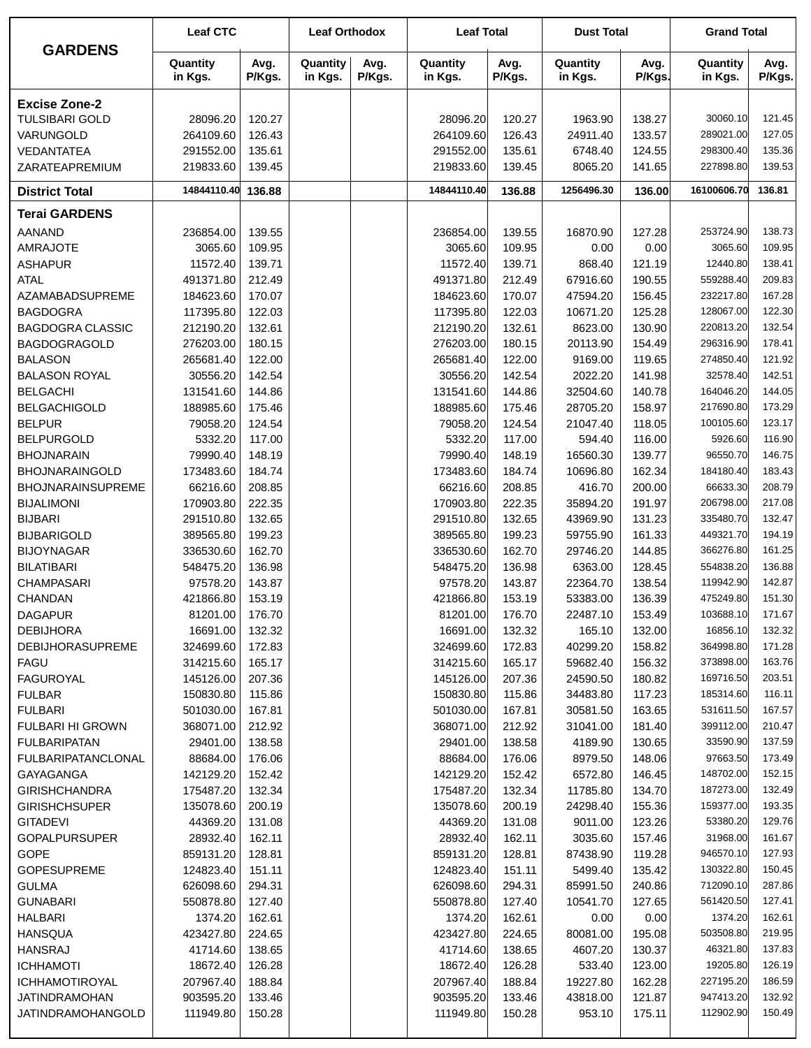| GARDENS | Leaf CTC | | Leaf Orthodox | | Leaf Total | | Dust Total | | Grand Total | |
|---|---|---|---|---|---|---|---|---|---|---|
| | Quantity in Kgs. | Avg. P/Kgs. | Quantity in Kgs. | Avg. P/Kgs. | Quantity in Kgs. | Avg. P/Kgs. | Quantity in Kgs. | Avg. P/Kgs. | Quantity in Kgs. | Avg. P/Kgs. |
| **Excise Zone-2** | | | | | | | | | | |
| TULSIBARI GOLD | 28096.20 | 120.27 | | | 28096.20 | 120.27 | 1963.90 | 138.27 | 30060.10 | 121.45 |
| VARUNGOLD | 264109.60 | 126.43 | | | 264109.60 | 126.43 | 24911.40 | 133.57 | 289021.00 | 127.05 |
| VEDANTATEA | 291552.00 | 135.61 | | | 291552.00 | 135.61 | 6748.40 | 124.55 | 298300.40 | 135.36 |
| ZARATEAPREMIUM | 219833.60 | 139.45 | | | 219833.60 | 139.45 | 8065.20 | 141.65 | 227898.80 | 139.53 |
| **District Total** | **14844110.40** | **136.88** | | | **14844110.40** | **136.88** | **1256496.30** | **136.00** | **16100606.70** | **136.81** |
| **Terai GARDENS** | | | | | | | | | | |
| AANAND | 236854.00 | 139.55 | | | 236854.00 | 139.55 | 16870.90 | 127.28 | 253724.90 | 138.73 |
| AMRAJOTE | 3065.60 | 109.95 | | | 3065.60 | 109.95 | 0.00 | 0.00 | 3065.60 | 109.95 |
| ASHAPUR | 11572.40 | 139.71 | | | 11572.40 | 139.71 | 868.40 | 121.19 | 12440.80 | 138.41 |
| ATAL | 491371.80 | 212.49 | | | 491371.80 | 212.49 | 67916.60 | 190.55 | 559288.40 | 209.83 |
| AZAMABADSUPREME | 184623.60 | 170.07 | | | 184623.60 | 170.07 | 47594.20 | 156.45 | 232217.80 | 167.28 |
| BAGDOGRA | 117395.80 | 122.03 | | | 117395.80 | 122.03 | 10671.20 | 125.28 | 128067.00 | 122.30 |
| BAGDOGRA CLASSIC | 212190.20 | 132.61 | | | 212190.20 | 132.61 | 8623.00 | 130.90 | 220813.20 | 132.54 |
| BAGDOGRAGOLD | 276203.00 | 180.15 | | | 276203.00 | 180.15 | 20113.90 | 154.49 | 296316.90 | 178.41 |
| BALASON | 265681.40 | 122.00 | | | 265681.40 | 122.00 | 9169.00 | 119.65 | 274850.40 | 121.92 |
| BALASON ROYAL | 30556.20 | 142.54 | | | 30556.20 | 142.54 | 2022.20 | 141.98 | 32578.40 | 142.51 |
| BELGACHI | 131541.60 | 144.86 | | | 131541.60 | 144.86 | 32504.60 | 140.78 | 164046.20 | 144.05 |
| BELGACHIGOLD | 188985.60 | 175.46 | | | 188985.60 | 175.46 | 28705.20 | 158.97 | 217690.80 | 173.29 |
| BELPUR | 79058.20 | 124.54 | | | 79058.20 | 124.54 | 21047.40 | 118.05 | 100105.60 | 123.17 |
| BELPURGOLD | 5332.20 | 117.00 | | | 5332.20 | 117.00 | 594.40 | 116.00 | 5926.60 | 116.90 |
| BHOJNARAIN | 79990.40 | 148.19 | | | 79990.40 | 148.19 | 16560.30 | 139.77 | 96550.70 | 146.75 |
| BHOJNARAINGOLD | 173483.60 | 184.74 | | | 173483.60 | 184.74 | 10696.80 | 162.34 | 184180.40 | 183.43 |
| BHOJNARAINSUPREME | 66216.60 | 208.85 | | | 66216.60 | 208.85 | 416.70 | 200.00 | 66633.30 | 208.79 |
| BIJALIMONI | 170903.80 | 222.35 | | | 170903.80 | 222.35 | 35894.20 | 191.97 | 206798.00 | 217.08 |
| BIJBARI | 291510.80 | 132.65 | | | 291510.80 | 132.65 | 43969.90 | 131.23 | 335480.70 | 132.47 |
| BIJBARIGOLD | 389565.80 | 199.23 | | | 389565.80 | 199.23 | 59755.90 | 161.33 | 449321.70 | 194.19 |
| BIJOYNAGAR | 336530.60 | 162.70 | | | 336530.60 | 162.70 | 29746.20 | 144.85 | 366276.80 | 161.25 |
| BILATIBARI | 548475.20 | 136.98 | | | 548475.20 | 136.98 | 6363.00 | 128.45 | 554838.20 | 136.88 |
| CHAMPASARI | 97578.20 | 143.87 | | | 97578.20 | 143.87 | 22364.70 | 138.54 | 119942.90 | 142.87 |
| CHANDAN | 421866.80 | 153.19 | | | 421866.80 | 153.19 | 53383.00 | 136.39 | 475249.80 | 151.30 |
| DAGAPUR | 81201.00 | 176.70 | | | 81201.00 | 176.70 | 22487.10 | 153.49 | 103688.10 | 171.67 |
| DEBIJHORA | 16691.00 | 132.32 | | | 16691.00 | 132.32 | 165.10 | 132.00 | 16856.10 | 132.32 |
| DEBIJHORASUPREME | 324699.60 | 172.83 | | | 324699.60 | 172.83 | 40299.20 | 158.82 | 364998.80 | 171.28 |
| FAGU | 314215.60 | 165.17 | | | 314215.60 | 165.17 | 59682.40 | 156.32 | 373898.00 | 163.76 |
| FAGUROYAL | 145126.00 | 207.36 | | | 145126.00 | 207.36 | 24590.50 | 180.82 | 169716.50 | 203.51 |
| FULBAR | 150830.80 | 115.86 | | | 150830.80 | 115.86 | 34483.80 | 117.23 | 185314.60 | 116.11 |
| FULBARI | 501030.00 | 167.81 | | | 501030.00 | 167.81 | 30581.50 | 163.65 | 531611.50 | 167.57 |
| FULBARI HI GROWN | 368071.00 | 212.92 | | | 368071.00 | 212.92 | 31041.00 | 181.40 | 399112.00 | 210.47 |
| FULBARIPATAN | 29401.00 | 138.58 | | | 29401.00 | 138.58 | 4189.90 | 130.65 | 33590.90 | 137.59 |
| FULBARIPATANCLONAL | 88684.00 | 176.06 | | | 88684.00 | 176.06 | 8979.50 | 148.06 | 97663.50 | 173.49 |
| GAYAGANGA | 142129.20 | 152.42 | | | 142129.20 | 152.42 | 6572.80 | 146.45 | 148702.00 | 152.15 |
| GIRISHCHANDRA | 175487.20 | 132.34 | | | 175487.20 | 132.34 | 11785.80 | 134.70 | 187273.00 | 132.49 |
| GIRISHCHSUPER | 135078.60 | 200.19 | | | 135078.60 | 200.19 | 24298.40 | 155.36 | 159377.00 | 193.35 |
| GITADEVI | 44369.20 | 131.08 | | | 44369.20 | 131.08 | 9011.00 | 123.26 | 53380.20 | 129.76 |
| GOPALPURSUPER | 28932.40 | 162.11 | | | 28932.40 | 162.11 | 3035.60 | 157.46 | 31968.00 | 161.67 |
| GOPE | 859131.20 | 128.81 | | | 859131.20 | 128.81 | 87438.90 | 119.28 | 946570.10 | 127.93 |
| GOPESUPREME | 124823.40 | 151.11 | | | 124823.40 | 151.11 | 5499.40 | 135.42 | 130322.80 | 150.45 |
| GULMA | 626098.60 | 294.31 | | | 626098.60 | 294.31 | 85991.50 | 240.86 | 712090.10 | 287.86 |
| GUNABARI | 550878.80 | 127.40 | | | 550878.80 | 127.40 | 10541.70 | 127.65 | 561420.50 | 127.41 |
| HALBARI | 1374.20 | 162.61 | | | 1374.20 | 162.61 | 0.00 | 0.00 | 1374.20 | 162.61 |
| HANSQUA | 423427.80 | 224.65 | | | 423427.80 | 224.65 | 80081.00 | 195.08 | 503508.80 | 219.95 |
| HANSRAJ | 41714.60 | 138.65 | | | 41714.60 | 138.65 | 4607.20 | 130.37 | 46321.80 | 137.83 |
| ICHHAMOTI | 18672.40 | 126.28 | | | 18672.40 | 126.28 | 533.40 | 123.00 | 19205.80 | 126.19 |
| ICHHAMOTIROYAL | 207967.40 | 188.84 | | | 207967.40 | 188.84 | 19227.80 | 162.28 | 227195.20 | 186.59 |
| JATINDRAMOHAN | 903595.20 | 133.46 | | | 903595.20 | 133.46 | 43818.00 | 121.87 | 947413.20 | 132.92 |
| JATINDRAMOHANGOLD | 111949.80 | 150.28 | | | 111949.80 | 150.28 | 953.10 | 175.11 | 112902.90 | 150.49 |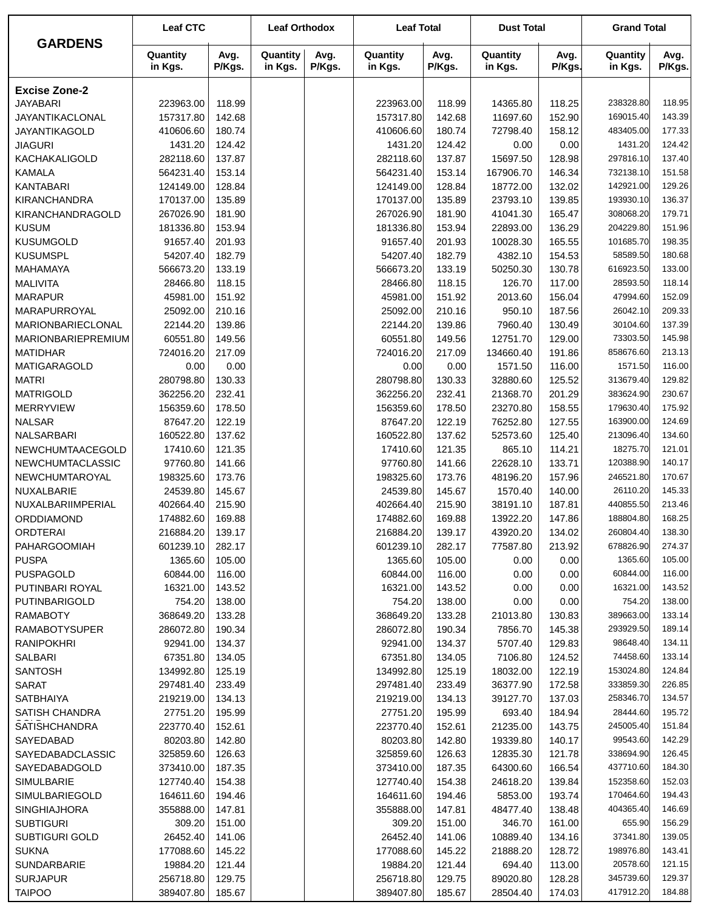| GARDENS | Leaf CTC | | Leaf Orthodox | | Leaf Total | | Dust Total | | Grand Total | |
|---|---|---|---|---|---|---|---|---|---|---|
| | Quantity in Kgs. | Avg. P/Kgs. | Quantity in Kgs. | Avg. P/Kgs. | Quantity in Kgs. | Avg. P/Kgs. | Quantity in Kgs. | Avg. P/Kgs. | Quantity in Kgs. | Avg. P/Kgs. |
| **Excise Zone-2** | | | | | | | | | | |
| JAYABARI | 223963.00 | 118.99 | | | 223963.00 | 118.99 | 14365.80 | 118.25 | 238328.80 | 118.95 |
| JAYANTIKACLONAL | 157317.80 | 142.68 | | | 157317.80 | 142.68 | 11697.60 | 152.90 | 169015.40 | 143.39 |
| JAYANTIKAGOLD | 410606.60 | 180.74 | | | 410606.60 | 180.74 | 72798.40 | 158.12 | 483405.00 | 177.33 |
| JIAGURI | 1431.20 | 124.42 | | | 1431.20 | 124.42 | 0.00 | 0.00 | 1431.20 | 124.42 |
| KACHAKALIGOLD | 282118.60 | 137.87 | | | 282118.60 | 137.87 | 15697.50 | 128.98 | 297816.10 | 137.40 |
| KAMALA | 564231.40 | 153.14 | | | 564231.40 | 153.14 | 167906.70 | 146.34 | 732138.10 | 151.58 |
| KANTABARI | 124149.00 | 128.84 | | | 124149.00 | 128.84 | 18772.00 | 132.02 | 142921.00 | 129.26 |
| KIRANCHANDRA | 170137.00 | 135.89 | | | 170137.00 | 135.89 | 23793.10 | 139.85 | 193930.10 | 136.37 |
| KIRANCHANDRAGOLD | 267026.90 | 181.90 | | | 267026.90 | 181.90 | 41041.30 | 165.47 | 308068.20 | 179.71 |
| KUSUM | 181336.80 | 153.94 | | | 181336.80 | 153.94 | 22893.00 | 136.29 | 204229.80 | 151.96 |
| KUSUMGOLD | 91657.40 | 201.93 | | | 91657.40 | 201.93 | 10028.30 | 165.55 | 101685.70 | 198.35 |
| KUSUMSPL | 54207.40 | 182.79 | | | 54207.40 | 182.79 | 4382.10 | 154.53 | 58589.50 | 180.68 |
| MAHAMAYA | 566673.20 | 133.19 | | | 566673.20 | 133.19 | 50250.30 | 130.78 | 616923.50 | 133.00 |
| MALIVITA | 28466.80 | 118.15 | | | 28466.80 | 118.15 | 126.70 | 117.00 | 28593.50 | 118.14 |
| MARAPUR | 45981.00 | 151.92 | | | 45981.00 | 151.92 | 2013.60 | 156.04 | 47994.60 | 152.09 |
| MARAPURROYAL | 25092.00 | 210.16 | | | 25092.00 | 210.16 | 950.10 | 187.56 | 26042.10 | 209.33 |
| MARIONBARIECLONAL | 22144.20 | 139.86 | | | 22144.20 | 139.86 | 7960.40 | 130.49 | 30104.60 | 137.39 |
| MARIONBARIEPREMIUM | 60551.80 | 149.56 | | | 60551.80 | 149.56 | 12751.70 | 129.00 | 73303.50 | 145.98 |
| MATIDHAR | 724016.20 | 217.09 | | | 724016.20 | 217.09 | 134660.40 | 191.86 | 858676.60 | 213.13 |
| MATIGARAGOLD | 0.00 | 0.00 | | | 0.00 | 0.00 | 1571.50 | 116.00 | 1571.50 | 116.00 |
| MATRI | 280798.80 | 130.33 | | | 280798.80 | 130.33 | 32880.60 | 125.52 | 313679.40 | 129.82 |
| MATRIGOLD | 362256.20 | 232.41 | | | 362256.20 | 232.41 | 21368.70 | 201.29 | 383624.90 | 230.67 |
| MERRYVIEW | 156359.60 | 178.50 | | | 156359.60 | 178.50 | 23270.80 | 158.55 | 179630.40 | 175.92 |
| NALSAR | 87647.20 | 122.19 | | | 87647.20 | 122.19 | 76252.80 | 127.55 | 163900.00 | 124.69 |
| NALSARBARI | 160522.80 | 137.62 | | | 160522.80 | 137.62 | 52573.60 | 125.40 | 213096.40 | 134.60 |
| NEWCHUMTAACEGOLD | 17410.60 | 121.35 | | | 17410.60 | 121.35 | 865.10 | 114.21 | 18275.70 | 121.01 |
| NEWCHUMTACLASSIC | 97760.80 | 141.66 | | | 97760.80 | 141.66 | 22628.10 | 133.71 | 120388.90 | 140.17 |
| NEWCHUMTAROYAL | 198325.60 | 173.76 | | | 198325.60 | 173.76 | 48196.20 | 157.96 | 246521.80 | 170.67 |
| NUXALBARIE | 24539.80 | 145.67 | | | 24539.80 | 145.67 | 1570.40 | 140.00 | 26110.20 | 145.33 |
| NUXALBARIIMPERIAL | 402664.40 | 215.90 | | | 402664.40 | 215.90 | 38191.10 | 187.81 | 440855.50 | 213.46 |
| ORDDIAMOND | 174882.60 | 169.88 | | | 174882.60 | 169.88 | 13922.20 | 147.86 | 188804.80 | 168.25 |
| ORDTERAI | 216884.20 | 139.17 | | | 216884.20 | 139.17 | 43920.20 | 134.02 | 260804.40 | 138.30 |
| PAHARGOOMIAH | 601239.10 | 282.17 | | | 601239.10 | 282.17 | 77587.80 | 213.92 | 678826.90 | 274.37 |
| PUSPA | 1365.60 | 105.00 | | | 1365.60 | 105.00 | 0.00 | 0.00 | 1365.60 | 105.00 |
| PUSPAGOLD | 60844.00 | 116.00 | | | 60844.00 | 116.00 | 0.00 | 0.00 | 60844.00 | 116.00 |
| PUTINBARI ROYAL | 16321.00 | 143.52 | | | 16321.00 | 143.52 | 0.00 | 0.00 | 16321.00 | 143.52 |
| PUTINBARIGOLD | 754.20 | 138.00 | | | 754.20 | 138.00 | 0.00 | 0.00 | 754.20 | 138.00 |
| RAMABOTY | 368649.20 | 133.28 | | | 368649.20 | 133.28 | 21013.80 | 130.83 | 389663.00 | 133.14 |
| RAMABOTYSUPER | 286072.80 | 190.34 | | | 286072.80 | 190.34 | 7856.70 | 145.38 | 293929.50 | 189.14 |
| RANIPOKHRI | 92941.00 | 134.37 | | | 92941.00 | 134.37 | 5707.40 | 129.83 | 98648.40 | 134.11 |
| SALBARI | 67351.80 | 134.05 | | | 67351.80 | 134.05 | 7106.80 | 124.52 | 74458.60 | 133.14 |
| SANTOSH | 134992.80 | 125.19 | | | 134992.80 | 125.19 | 18032.00 | 122.19 | 153024.80 | 124.84 |
| SARAT | 297481.40 | 233.49 | | | 297481.40 | 233.49 | 36377.90 | 172.58 | 333859.30 | 226.85 |
| SATBHAIYA | 219219.00 | 134.13 | | | 219219.00 | 134.13 | 39127.70 | 137.03 | 258346.70 | 134.57 |
| SATISH CHANDRA GOLD | 27751.20 | 195.99 | | | 27751.20 | 195.99 | 693.40 | 184.94 | 28444.60 | 195.72 |
| SATISHCHANDRA | 223770.40 | 152.61 | | | 223770.40 | 152.61 | 21235.00 | 143.75 | 245005.40 | 151.84 |
| SAYEDABAD | 80203.80 | 142.80 | | | 80203.80 | 142.80 | 19339.80 | 140.17 | 99543.60 | 142.29 |
| SAYEDABADCLASSIC | 325859.60 | 126.63 | | | 325859.60 | 126.63 | 12835.30 | 121.78 | 338694.90 | 126.45 |
| SAYEDABADGOLD | 373410.00 | 187.35 | | | 373410.00 | 187.35 | 64300.60 | 166.54 | 437710.60 | 184.30 |
| SIMULBARIE | 127740.40 | 154.38 | | | 127740.40 | 154.38 | 24618.20 | 139.84 | 152358.60 | 152.03 |
| SIMULBARIEGOLD | 164611.60 | 194.46 | | | 164611.60 | 194.46 | 5853.00 | 193.74 | 170464.60 | 194.43 |
| SINGHIAJHORA | 355888.00 | 147.81 | | | 355888.00 | 147.81 | 48477.40 | 138.48 | 404365.40 | 146.69 |
| SUBTIGURI | 309.20 | 151.00 | | | 309.20 | 151.00 | 346.70 | 161.00 | 655.90 | 156.29 |
| SUBTIGURI GOLD | 26452.40 | 141.06 | | | 26452.40 | 141.06 | 10889.40 | 134.16 | 37341.80 | 139.05 |
| SUKNA | 177088.60 | 145.22 | | | 177088.60 | 145.22 | 21888.20 | 128.72 | 198976.80 | 143.41 |
| SUNDARBARIE | 19884.20 | 121.44 | | | 19884.20 | 121.44 | 694.40 | 113.00 | 20578.60 | 121.15 |
| SURJAPUR | 256718.80 | 129.75 | | | 256718.80 | 129.75 | 89020.80 | 128.28 | 345739.60 | 129.37 |
| TAIPOO | 389407.80 | 185.67 | | | 389407.80 | 185.67 | 28504.40 | 174.03 | 417912.20 | 184.88 |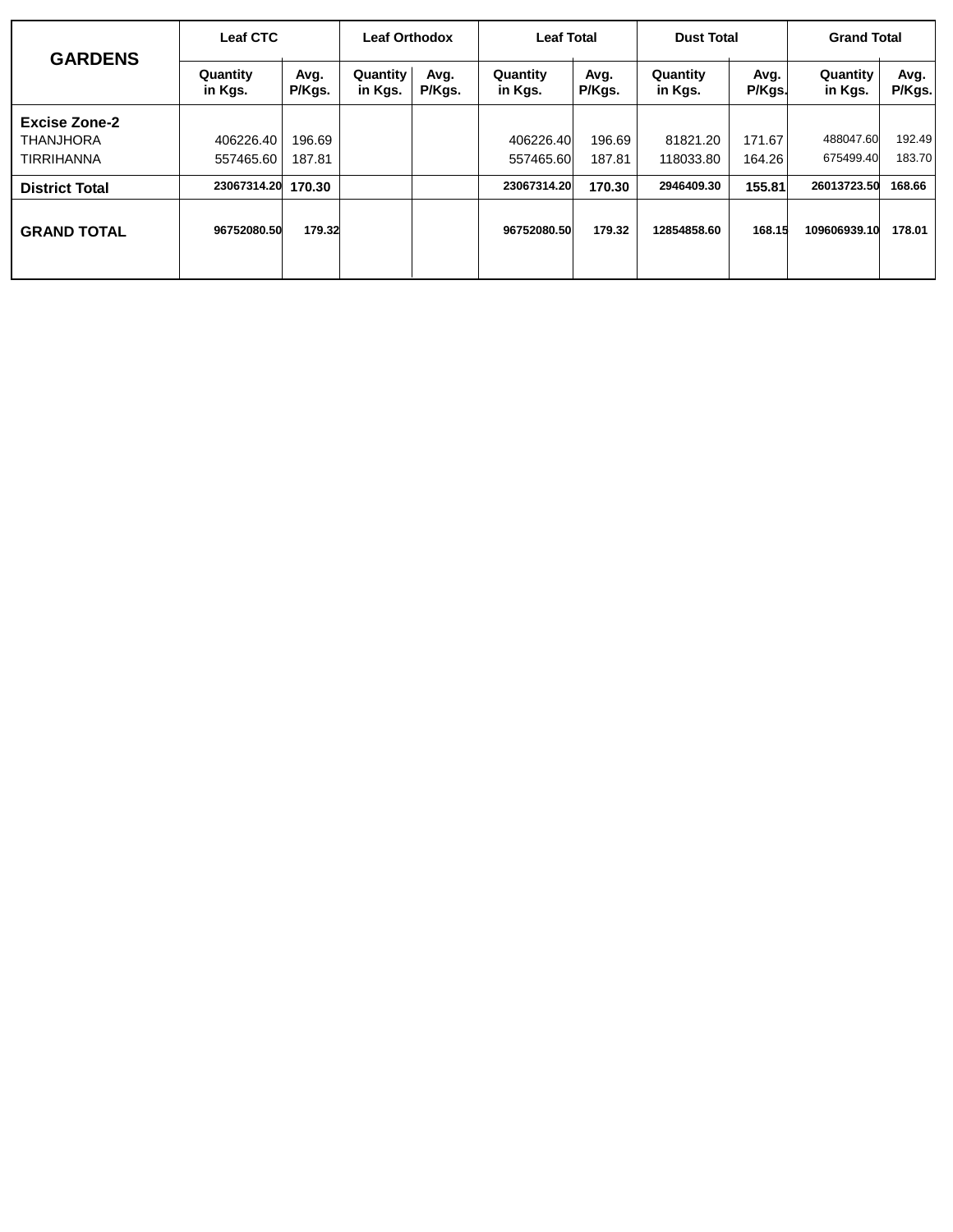| GARDENS | Leaf CTC | | Leaf Orthodox | | Leaf Total | | Dust Total | | Grand Total | |
|---|---|---|---|---|---|---|---|---|---|---|
| | Quantity in Kgs. | Avg. P/Kgs. | Quantity in Kgs. | Avg. P/Kgs. | Quantity in Kgs. | Avg. P/Kgs. | Quantity in Kgs. | Avg. P/Kgs. | Quantity in Kgs. | Avg. P/Kgs. |
| **Excise Zone-2** | | | | | | | | | | |
| THANJHORA | 406226.40 | 196.69 | | | 406226.40 | 196.69 | 81821.20 | 171.67 | 488047.60 | 192.49 |
| TIRRIHANNA | 557465.60 | 187.81 | | | 557465.60 | 187.81 | 118033.80 | 164.26 | 675499.40 | 183.70 |
| **District Total** | **23067314.20** | **170.30** | | | **23067314.20** | **170.30** | **2946409.30** | **155.81** | **26013723.50** | **168.66** |
| **GRAND TOTAL** | **96752080.50** | **179.32** | | | **96752080.50** | **179.32** | **12854858.60** | **168.15** | **109606939.10** | **178.01** |